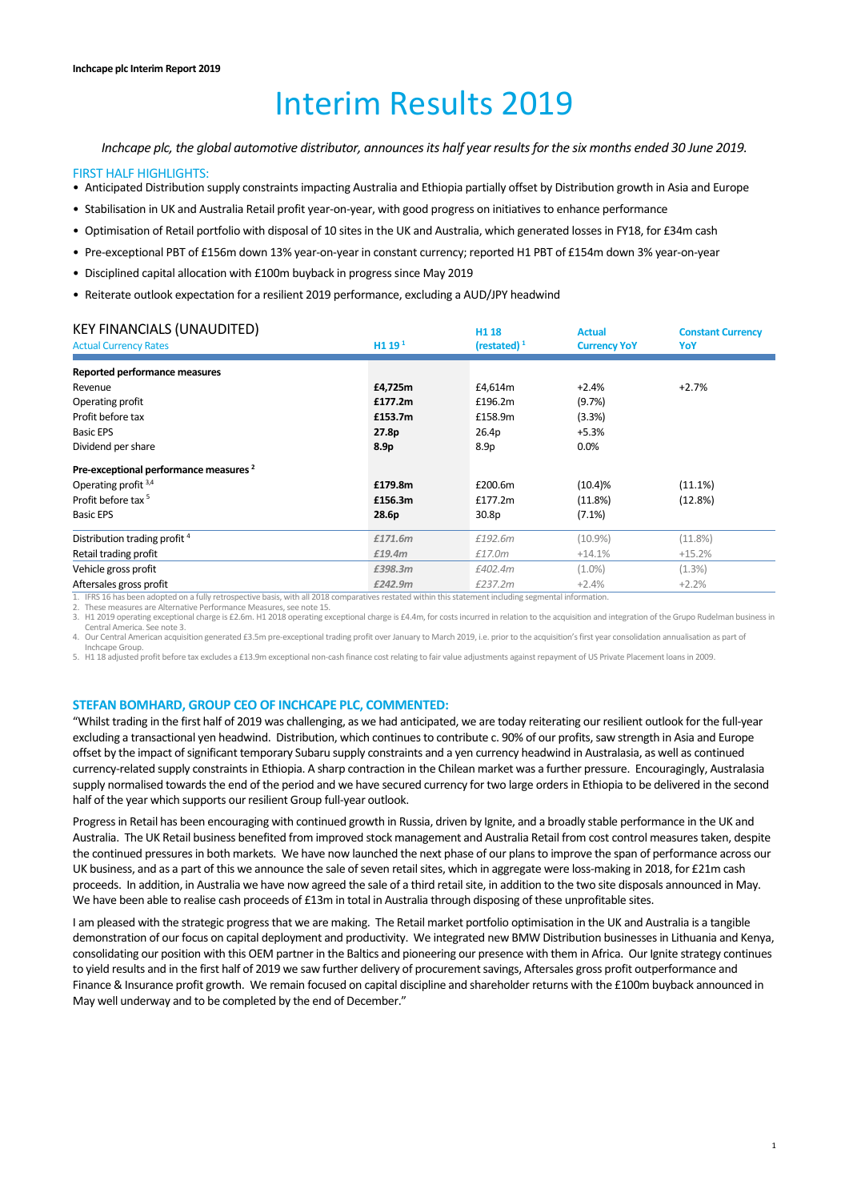# Interim Results 2019

*Inchcape plc, the global automotive distributor, announces its half year results for the six months ended 30 June 2019.*

## FIRST HALF HIGHLIGHTS:

- Anticipated Distribution supply constraints impacting Australia and Ethiopia partially offset by Distribution growth in Asia and Europe
- Stabilisation in UK and Australia Retail profit year-on-year, with good progress on initiatives to enhance performance
- Optimisation of Retail portfolio with disposal of 10 sites in the UK and Australia, which generated losses in FY18, for £34m cash
- Pre-exceptional PBT of £156m down 13% year-on-year in constant currency; reported H1 PBT of £154m down 3% year-on-year
- Disciplined capital allocation with £100m buyback in progress since May 2019
- Reiterate outlook expectation for a resilient 2019 performance, excluding a AUD/JPY headwind

## KEY FINANCIALS (UNAUDITED)

| Actual Currency Rates | H1 19 [1] | H1 18 (restated) [1] | Actual Currency YoY | Constant Currency YoY |
|---|---|---|---|---|
| **Reported performance measures** | | | | |
| Revenue | **£4,725m** | £4,614m | +2.4% | +2.7% |
| Operating profit | **£177.2m** | £196.2m | (9.7%) | |
| Profit before tax | **£153.7m** | £158.9m | (3.3%) | |
| Basic EPS | **27.8p** | 26.4p | +5.3% | |
| Dividend per share | **8.9p** | 8.9p | 0.0% | |
| **Pre-exceptional performance measures [2]** | | | | |
| Operating profit [3,4] | **£179.8m** | £200.6m | (10.4)% | (11.1%) |
| Profit before tax [5] | **£156.3m** | £177.2m | (11.8%) | (12.8%) |
| Basic EPS | **28.6p** | 30.8p | (7.1%) | |
| Distribution trading profit [4] | *£171.6m* | *£192.6m* | (10.9%) | (11.8%) |
| Retail trading profit | *£19.4m* | *£17.0m* | +14.1% | +15.2% |
| Vehicle gross profit | *£398.3m* | *£402.4m* | (1.0%) | (1.3%) |
| Aftersales gross profit | *£242.9m* | *£237.2m* | +2.4% | +2.2% |

1. IFRS 16 has been adopted on a fully retrospective basis, with all 2018 comparatives restated within this statement including segmental information.
2. These measures are Alternative Performance Measures, see note 15.
3. H1 2019 operating exceptional charge is £2.6m. H1 2018 operating exceptional charge is £4.4m, for costs incurred in relation to the acquisition and integration of the Grupo Rudelman business in Central America. See note 3.
4. Our Central American acquisition generated £3.5m pre-exceptional trading profit over January to March 2019, i.e. prior to the acquisition's first year consolidation annualisation as part of Inchcape Group.
5. H1 18 adjusted profit before tax excludes a £13.9m exceptional non-cash finance cost relating to fair value adjustments against repayment of US Private Placement loans in 2009.

## STEFAN BOMHARD, GROUP CEO OF INCHCAPE PLC, COMMENTED:

"Whilst trading in the first half of 2019 was challenging, as we had anticipated, we are today reiterating our resilient outlook for the full-year excluding a transactional yen headwind. Distribution, which continues to contribute c. 90% of our profits, saw strength in Asia and Europe offset by the impact of significant temporary Subaru supply constraints and a yen currency headwind in Australasia, as well as continued currency-related supply constraints in Ethiopia. A sharp contraction in the Chilean market was a further pressure. Encouragingly, Australasia supply normalised towards the end of the period and we have secured currency for two large orders in Ethiopia to be delivered in the second half of the year which supports our resilient Group full-year outlook.

Progress in Retail has been encouraging with continued growth in Russia, driven by Ignite, and a broadly stable performance in the UK and Australia. The UK Retail business benefited from improved stock management and Australia Retail from cost control measures taken, despite the continued pressures in both markets. We have now launched the next phase of our plans to improve the span of performance across our UK business, and as a part of this we announce the sale of seven retail sites, which in aggregate were loss-making in 2018, for £21m cash proceeds. In addition, in Australia we have now agreed the sale of a third retail site, in addition to the two site disposals announced in May. We have been able to realise cash proceeds of £13m in total in Australia through disposing of these unprofitable sites.

I am pleased with the strategic progress that we are making. The Retail market portfolio optimisation in the UK and Australia is a tangible demonstration of our focus on capital deployment and productivity. We integrated new BMW Distribution businesses in Lithuania and Kenya, consolidating our position with this OEM partner in the Baltics and pioneering our presence with them in Africa. Our Ignite strategy continues to yield results and in the first half of 2019 we saw further delivery of procurement savings, Aftersales gross profit outperformance and Finance & Insurance profit growth. We remain focused on capital discipline and shareholder returns with the £100m buyback announced in May well underway and to be completed by the end of December."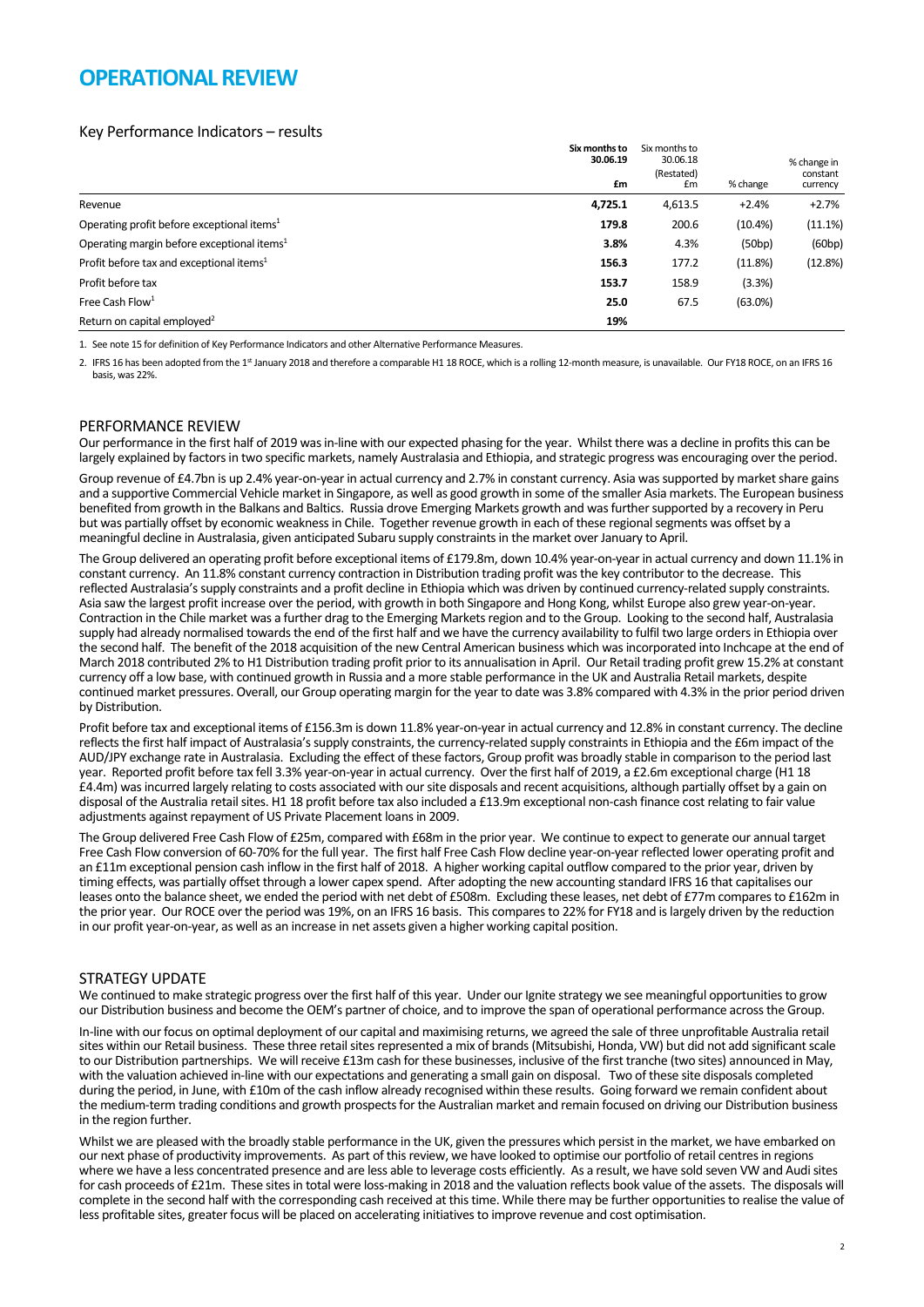# OPERATIONAL REVIEW

## Key Performance Indicators – results

| | Six months to 30.06.19 £m | Six months to 30.06.18 (Restated) £m | % change | % change in constant currency |
|---|---|---|---|---|
| Revenue | **4,725.1** | 4,613.5 | +2.4% | +2.7% |
| Operating profit before exceptional items[1] | **179.8** | 200.6 | (10.4%) | (11.1%) |
| Operating margin before exceptional items[1] | **3.8%** | 4.3% | (50bp) | (60bp) |
| Profit before tax and exceptional items[1] | **156.3** | 177.2 | (11.8%) | (12.8%) |
| Profit before tax | **153.7** | 158.9 | (3.3%) | |
| Free Cash Flow[1] | **25.0** | 67.5 | (63.0%) | |
| Return on capital employed[2] | **19%** | | | |

1. See note 15 for definition of Key Performance Indicators and other Alternative Performance Measures.

2. IFRS 16 has been adopted from the 1st January 2018 and therefore a comparable H1 18 ROCE, which is a rolling 12-month measure, is unavailable. Our FY18 ROCE, on an IFRS 16 basis, was 22%.

## PERFORMANCE REVIEW

Our performance in the first half of 2019 was in-line with our expected phasing for the year. Whilst there was a decline in profits this can be largely explained by factors in two specific markets, namely Australasia and Ethiopia, and strategic progress was encouraging over the period.

Group revenue of £4.7bn is up 2.4% year-on-year in actual currency and 2.7% in constant currency. Asia was supported by market share gains and a supportive Commercial Vehicle market in Singapore, as well as good growth in some of the smaller Asia markets. The European business benefited from growth in the Balkans and Baltics. Russia drove Emerging Markets growth and was further supported by a recovery in Peru but was partially offset by economic weakness in Chile. Together revenue growth in each of these regional segments was offset by a meaningful decline in Australasia, given anticipated Subaru supply constraints in the market over January to April.

The Group delivered an operating profit before exceptional items of £179.8m, down 10.4% year-on-year in actual currency and down 11.1% in constant currency. An 11.8% constant currency contraction in Distribution trading profit was the key contributor to the decrease. This reflected Australasia's supply constraints and a profit decline in Ethiopia which was driven by continued currency-related supply constraints. Asia saw the largest profit increase over the period, with growth in both Singapore and Hong Kong, whilst Europe also grew year-on-year. Contraction in the Chile market was a further drag to the Emerging Markets region and to the Group. Looking to the second half, Australasia supply had already normalised towards the end of the first half and we have the currency availability to fulfil two large orders in Ethiopia over the second half. The benefit of the 2018 acquisition of the new Central American business which was incorporated into Inchcape at the end of March 2018 contributed 2% to H1 Distribution trading profit prior to its annualisation in April. Our Retail trading profit grew 15.2% at constant currency off a low base, with continued growth in Russia and a more stable performance in the UK and Australia Retail markets, despite continued market pressures. Overall, our Group operating margin for the year to date was 3.8% compared with 4.3% in the prior period driven by Distribution.

Profit before tax and exceptional items of £156.3m is down 11.8% year-on-year in actual currency and 12.8% in constant currency. The decline reflects the first half impact of Australasia's supply constraints, the currency-related supply constraints in Ethiopia and the £6m impact of the AUD/JPY exchange rate in Australasia. Excluding the effect of these factors, Group profit was broadly stable in comparison to the period last year. Reported profit before tax fell 3.3% year-on-year in actual currency. Over the first half of 2019, a £2.6m exceptional charge (H1 18 £4.4m) was incurred largely relating to costs associated with our site disposals and recent acquisitions, although partially offset by a gain on disposal of the Australia retail sites. H1 18 profit before tax also included a £13.9m exceptional non-cash finance cost relating to fair value adjustments against repayment of US Private Placement loans in 2009.

The Group delivered Free Cash Flow of £25m, compared with £68m in the prior year. We continue to expect to generate our annual target Free Cash Flow conversion of 60-70% for the full year. The first half Free Cash Flow decline year-on-year reflected lower operating profit and an £11m exceptional pension cash inflow in the first half of 2018. A higher working capital outflow compared to the prior year, driven by timing effects, was partially offset through a lower capex spend. After adopting the new accounting standard IFRS 16 that capitalises our leases onto the balance sheet, we ended the period with net debt of £508m. Excluding these leases, net debt of £77m compares to £162m in the prior year. Our ROCE over the period was 19%, on an IFRS 16 basis. This compares to 22% for FY18 and is largely driven by the reduction in our profit year-on-year, as well as an increase in net assets given a higher working capital position.

## STRATEGY UPDATE

We continued to make strategic progress over the first half of this year. Under our Ignite strategy we see meaningful opportunities to grow our Distribution business and become the OEM's partner of choice, and to improve the span of operational performance across the Group.

In-line with our focus on optimal deployment of our capital and maximising returns, we agreed the sale of three unprofitable Australia retail sites within our Retail business. These three retail sites represented a mix of brands (Mitsubishi, Honda, VW) but did not add significant scale to our Distribution partnerships. We will receive £13m cash for these businesses, inclusive of the first tranche (two sites) announced in May, with the valuation achieved in-line with our expectations and generating a small gain on disposal. Two of these site disposals completed during the period, in June, with £10m of the cash inflow already recognised within these results. Going forward we remain confident about the medium-term trading conditions and growth prospects for the Australian market and remain focused on driving our Distribution business in the region further.

Whilst we are pleased with the broadly stable performance in the UK, given the pressures which persist in the market, we have embarked on our next phase of productivity improvements. As part of this review, we have looked to optimise our portfolio of retail centres in regions where we have a less concentrated presence and are less able to leverage costs efficiently. As a result, we have sold seven VW and Audi sites for cash proceeds of £21m. These sites in total were loss-making in 2018 and the valuation reflects book value of the assets. The disposals will complete in the second half with the corresponding cash received at this time. While there may be further opportunities to realise the value of less profitable sites, greater focus will be placed on accelerating initiatives to improve revenue and cost optimisation.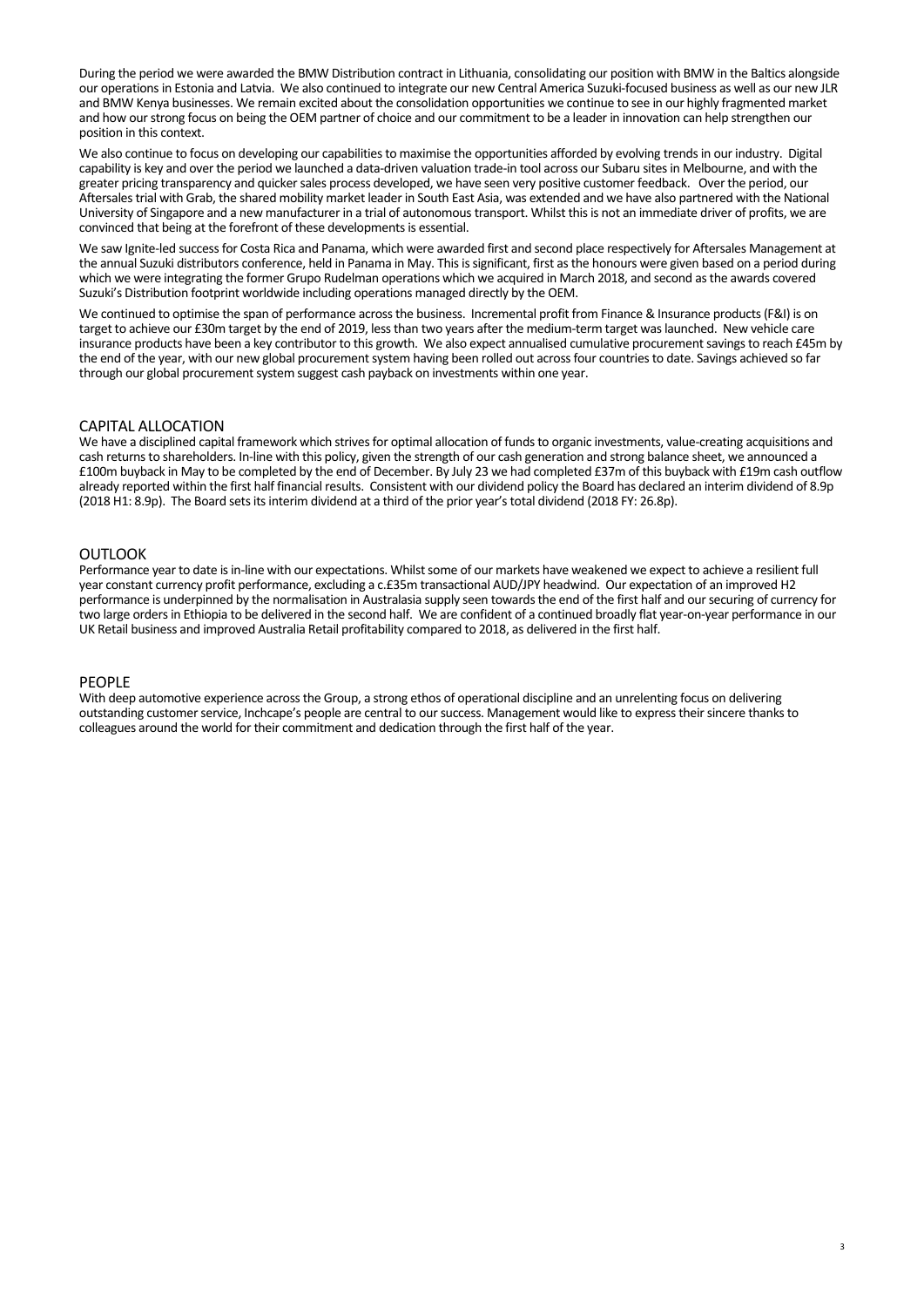During the period we were awarded the BMW Distribution contract in Lithuania, consolidating our position with BMW in the Baltics alongside our operations in Estonia and Latvia. We also continued to integrate our new Central America Suzuki-focused business as well as our new JLR and BMW Kenya businesses. We remain excited about the consolidation opportunities we continue to see in our highly fragmented market and how our strong focus on being the OEM partner of choice and our commitment to be a leader in innovation can help strengthen our position in this context.

We also continue to focus on developing our capabilities to maximise the opportunities afforded by evolving trends in our industry. Digital capability is key and over the period we launched a data-driven valuation trade-in tool across our Subaru sites in Melbourne, and with the greater pricing transparency and quicker sales process developed, we have seen very positive customer feedback. Over the period, our Aftersales trial with Grab, the shared mobility market leader in South East Asia, was extended and we have also partnered with the National University of Singapore and a new manufacturer in a trial of autonomous transport. Whilst this is not an immediate driver of profits, we are convinced that being at the forefront of these developments is essential.

We saw Ignite-led success for Costa Rica and Panama, which were awarded first and second place respectively for Aftersales Management at the annual Suzuki distributors conference, held in Panama in May. This is significant, first as the honours were given based on a period during which we were integrating the former Grupo Rudelman operations which we acquired in March 2018, and second as the awards covered Suzuki's Distribution footprint worldwide including operations managed directly by the OEM.

We continued to optimise the span of performance across the business. Incremental profit from Finance & Insurance products (F&I) is on target to achieve our £30m target by the end of 2019, less than two years after the medium-term target was launched. New vehicle care insurance products have been a key contributor to this growth. We also expect annualised cumulative procurement savings to reach £45m by the end of the year, with our new global procurement system having been rolled out across four countries to date. Savings achieved so far through our global procurement system suggest cash payback on investments within one year.

## CAPITAL ALLOCATION

We have a disciplined capital framework which strives for optimal allocation of funds to organic investments, value-creating acquisitions and cash returns to shareholders. In-line with this policy, given the strength of our cash generation and strong balance sheet, we announced a £100m buyback in May to be completed by the end of December. By July 23 we had completed £37m of this buyback with £19m cash outflow already reported within the first half financial results. Consistent with our dividend policy the Board has declared an interim dividend of 8.9p (2018 H1: 8.9p). The Board sets its interim dividend at a third of the prior year's total dividend (2018 FY: 26.8p).

## OUTLOOK

Performance year to date is in-line with our expectations. Whilst some of our markets have weakened we expect to achieve a resilient full year constant currency profit performance, excluding a c.£35m transactional AUD/JPY headwind. Our expectation of an improved H2 performance is underpinned by the normalisation in Australasia supply seen towards the end of the first half and our securing of currency for two large orders in Ethiopia to be delivered in the second half. We are confident of a continued broadly flat year-on-year performance in our UK Retail business and improved Australia Retail profitability compared to 2018, as delivered in the first half.

## PEOPLE

With deep automotive experience across the Group, a strong ethos of operational discipline and an unrelenting focus on delivering outstanding customer service, Inchcape's people are central to our success. Management would like to express their sincere thanks to colleagues around the world for their commitment and dedication through the first half of the year.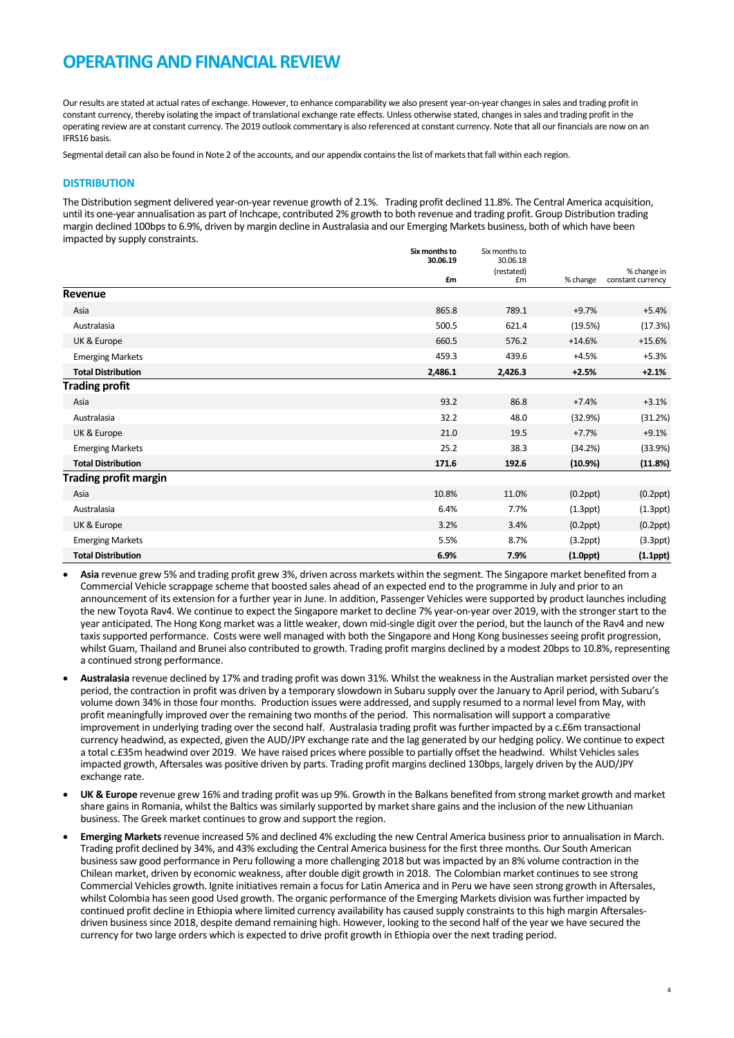# OPERATING AND FINANCIAL REVIEW

Our results are stated at actual rates of exchange. However, to enhance comparability we also present year-on-year changes in sales and trading profit in constant currency, thereby isolating the impact of translational exchange rate effects. Unless otherwise stated, changes in sales and trading profit in the operating review are at constant currency. The 2019 outlook commentary is also referenced at constant currency. Note that all our financials are now on an IFRS16 basis.

Segmental detail can also be found in Note 2 of the accounts, and our appendix contains the list of markets that fall within each region.

## DISTRIBUTION

The Distribution segment delivered year-on-year revenue growth of 2.1%. Trading profit declined 11.8%. The Central America acquisition, until its one-year annualisation as part of Inchcape, contributed 2% growth to both revenue and trading profit. Group Distribution trading margin declined 100bps to 6.9%, driven by margin decline in Australasia and our Emerging Markets business, both of which have been impacted by supply constraints.

| | Six months to 30.06.19 £m | Six months to 30.06.18 (restated) £m | % change | % change in constant currency |
|---|---|---|---|---|
| **Revenue** | | | | |
| Asia | 865.8 | 789.1 | +9.7% | +5.4% |
| Australasia | 500.5 | 621.4 | (19.5%) | (17.3%) |
| UK & Europe | 660.5 | 576.2 | +14.6% | +15.6% |
| Emerging Markets | 459.3 | 439.6 | +4.5% | +5.3% |
| **Total Distribution** | **2,486.1** | **2,426.3** | **+2.5%** | **+2.1%** |
| **Trading profit** | | | | |
| Asia | 93.2 | 86.8 | +7.4% | +3.1% |
| Australasia | 32.2 | 48.0 | (32.9%) | (31.2%) |
| UK & Europe | 21.0 | 19.5 | +7.7% | +9.1% |
| Emerging Markets | 25.2 | 38.3 | (34.2%) | (33.9%) |
| **Total Distribution** | **171.6** | **192.6** | **(10.9%)** | **(11.8%)** |
| **Trading profit margin** | | | | |
| Asia | 10.8% | 11.0% | (0.2ppt) | (0.2ppt) |
| Australasia | 6.4% | 7.7% | (1.3ppt) | (1.3ppt) |
| UK & Europe | 3.2% | 3.4% | (0.2ppt) | (0.2ppt) |
| Emerging Markets | 5.5% | 8.7% | (3.2ppt) | (3.3ppt) |
| **Total Distribution** | **6.9%** | **7.9%** | **(1.0ppt)** | **(1.1ppt)** |

- **Asia** revenue grew 5% and trading profit grew 3%, driven across markets within the segment. The Singapore market benefited from a Commercial Vehicle scrappage scheme that boosted sales ahead of an expected end to the programme in July and prior to an announcement of its extension for a further year in June. In addition, Passenger Vehicles were supported by product launches including the new Toyota Rav4. We continue to expect the Singapore market to decline 7% year-on-year over 2019, with the stronger start to the year anticipated. The Hong Kong market was a little weaker, down mid-single digit over the period, but the launch of the Rav4 and new taxis supported performance. Costs were well managed with both the Singapore and Hong Kong businesses seeing profit progression, whilst Guam, Thailand and Brunei also contributed to growth. Trading profit margins declined by a modest 20bps to 10.8%, representing a continued strong performance.
- **Australasia** revenue declined by 17% and trading profit was down 31%. Whilst the weakness in the Australian market persisted over the period, the contraction in profit was driven by a temporary slowdown in Subaru supply over the January to April period, with Subaru's volume down 34% in those four months. Production issues were addressed, and supply resumed to a normal level from May, with profit meaningfully improved over the remaining two months of the period. This normalisation will support a comparative improvement in underlying trading over the second half. Australasia trading profit was further impacted by a c.£6m transactional currency headwind, as expected, given the AUD/JPY exchange rate and the lag generated by our hedging policy. We continue to expect a total c.£35m headwind over 2019. We have raised prices where possible to partially offset the headwind. Whilst Vehicles sales impacted growth, Aftersales was positive driven by parts. Trading profit margins declined 130bps, largely driven by the AUD/JPY exchange rate.
- **UK & Europe** revenue grew 16% and trading profit was up 9%. Growth in the Balkans benefited from strong market growth and market share gains in Romania, whilst the Baltics was similarly supported by market share gains and the inclusion of the new Lithuanian business. The Greek market continues to grow and support the region.
- **Emerging Markets** revenue increased 5% and declined 4% excluding the new Central America business prior to annualisation in March. Trading profit declined by 34%, and 43% excluding the Central America business for the first three months. Our South American business saw good performance in Peru following a more challenging 2018 but was impacted by an 8% volume contraction in the Chilean market, driven by economic weakness, after double digit growth in 2018. The Colombian market continues to see strong Commercial Vehicles growth. Ignite initiatives remain a focus for Latin America and in Peru we have seen strong growth in Aftersales, whilst Colombia has seen good Used growth. The organic performance of the Emerging Markets division was further impacted by continued profit decline in Ethiopia where limited currency availability has caused supply constraints to this high margin Aftersales-driven business since 2018, despite demand remaining high. However, looking to the second half of the year we have secured the currency for two large orders which is expected to drive profit growth in Ethiopia over the next trading period.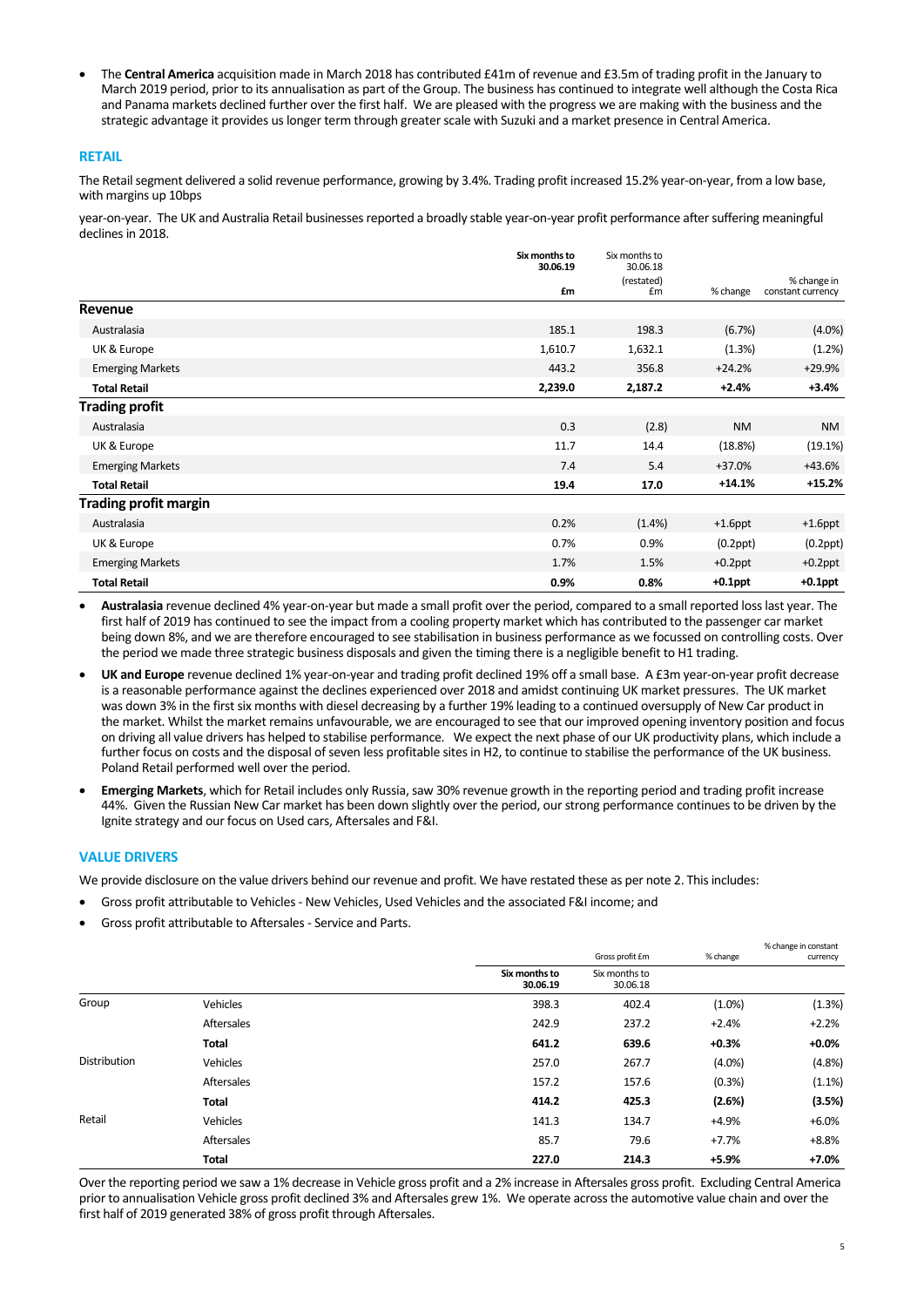- The **Central America** acquisition made in March 2018 has contributed £41m of revenue and £3.5m of trading profit in the January to March 2019 period, prior to its annualisation as part of the Group. The business has continued to integrate well although the Costa Rica and Panama markets declined further over the first half. We are pleased with the progress we are making with the business and the strategic advantage it provides us longer term through greater scale with Suzuki and a market presence in Central America.

## RETAIL

The Retail segment delivered a solid revenue performance, growing by 3.4%. Trading profit increased 15.2% year-on-year, from a low base, with margins up 10bps

year-on-year. The UK and Australia Retail businesses reported a broadly stable year-on-year profit performance after suffering meaningful declines in 2018.

| | Six months to 30.06.19 £m | Six months to 30.06.18 (restated) £m | % change | % change in constant currency |
|---|---|---|---|---|
| **Revenue** | | | | |
| Australasia | 185.1 | 198.3 | (6.7%) | (4.0%) |
| UK & Europe | 1,610.7 | 1,632.1 | (1.3%) | (1.2%) |
| Emerging Markets | 443.2 | 356.8 | +24.2% | +29.9% |
| **Total Retail** | **2,239.0** | **2,187.2** | **+2.4%** | **+3.4%** |
| **Trading profit** | | | | |
| Australasia | 0.3 | (2.8) | NM | NM |
| UK & Europe | 11.7 | 14.4 | (18.8%) | (19.1%) |
| Emerging Markets | 7.4 | 5.4 | +37.0% | +43.6% |
| **Total Retail** | **19.4** | **17.0** | **+14.1%** | **+15.2%** |
| **Trading profit margin** | | | | |
| Australasia | 0.2% | (1.4%) | +1.6ppt | +1.6ppt |
| UK & Europe | 0.7% | 0.9% | (0.2ppt) | (0.2ppt) |
| Emerging Markets | 1.7% | 1.5% | +0.2ppt | +0.2ppt |
| **Total Retail** | **0.9%** | **0.8%** | **+0.1ppt** | **+0.1ppt** |

- **Australasia** revenue declined 4% year-on-year but made a small profit over the period, compared to a small reported loss last year. The first half of 2019 has continued to see the impact from a cooling property market which has contributed to the passenger car market being down 8%, and we are therefore encouraged to see stabilisation in business performance as we focussed on controlling costs. Over the period we made three strategic business disposals and given the timing there is a negligible benefit to H1 trading.
- **UK and Europe** revenue declined 1% year-on-year and trading profit declined 19% off a small base. A £3m year-on-year profit decrease is a reasonable performance against the declines experienced over 2018 and amidst continuing UK market pressures. The UK market was down 3% in the first six months with diesel decreasing by a further 19% leading to a continued oversupply of New Car product in the market. Whilst the market remains unfavourable, we are encouraged to see that our improved opening inventory position and focus on driving all value drivers has helped to stabilise performance. We expect the next phase of our UK productivity plans, which include a further focus on costs and the disposal of seven less profitable sites in H2, to continue to stabilise the performance of the UK business. Poland Retail performed well over the period.
- **Emerging Markets**, which for Retail includes only Russia, saw 30% revenue growth in the reporting period and trading profit increase 44%. Given the Russian New Car market has been down slightly over the period, our strong performance continues to be driven by the Ignite strategy and our focus on Used cars, Aftersales and F&I.

## VALUE DRIVERS

We provide disclosure on the value drivers behind our revenue and profit. We have restated these as per note 2. This includes:

- Gross profit attributable to Vehicles - New Vehicles, Used Vehicles and the associated F&I income; and
- Gross profit attributable to Aftersales - Service and Parts.

| | | Gross profit £m | | % change | % change in constant currency |
|---|---|---|---|---|---|
| | | Six months to 30.06.19 | Six months to 30.06.18 | | |
| Group | Vehicles | 398.3 | 402.4 | (1.0%) | (1.3%) |
| | Aftersales | 242.9 | 237.2 | +2.4% | +2.2% |
| | **Total** | **641.2** | **639.6** | **+0.3%** | **+0.0%** |
| Distribution | Vehicles | 257.0 | 267.7 | (4.0%) | (4.8%) |
| | Aftersales | 157.2 | 157.6 | (0.3%) | (1.1%) |
| | **Total** | **414.2** | **425.3** | **(2.6%)** | **(3.5%)** |
| Retail | Vehicles | 141.3 | 134.7 | +4.9% | +6.0% |
| | Aftersales | 85.7 | 79.6 | +7.7% | +8.8% |
| | **Total** | **227.0** | **214.3** | **+5.9%** | **+7.0%** |

Over the reporting period we saw a 1% decrease in Vehicle gross profit and a 2% increase in Aftersales gross profit. Excluding Central America prior to annualisation Vehicle gross profit declined 3% and Aftersales grew 1%. We operate across the automotive value chain and over the first half of 2019 generated 38% of gross profit through Aftersales.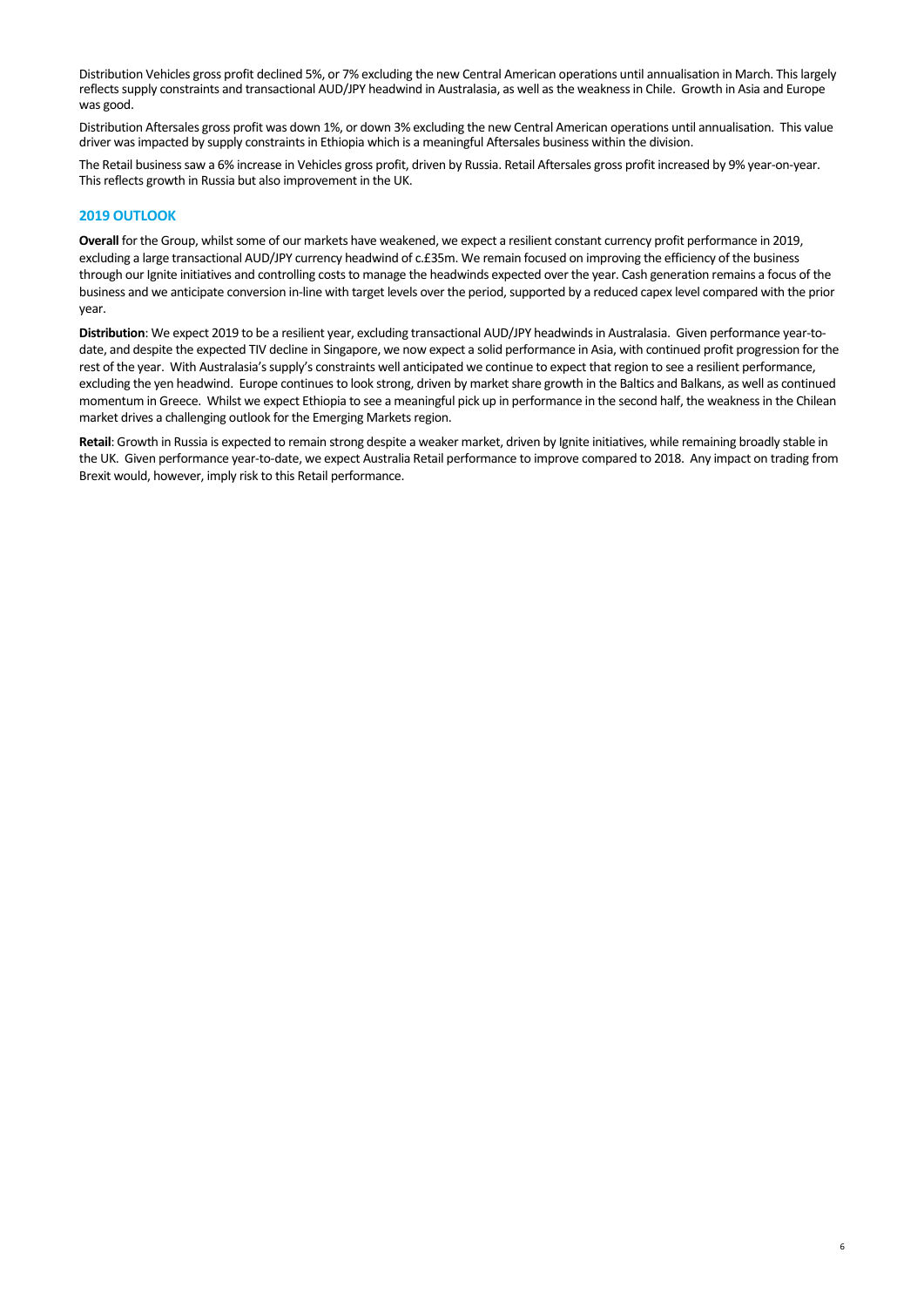Distribution Vehicles gross profit declined 5%, or 7% excluding the new Central American operations until annualisation in March. This largely reflects supply constraints and transactional AUD/JPY headwind in Australasia, as well as the weakness in Chile. Growth in Asia and Europe was good.

Distribution Aftersales gross profit was down 1%, or down 3% excluding the new Central American operations until annualisation. This value driver was impacted by supply constraints in Ethiopia which is a meaningful Aftersales business within the division.

The Retail business saw a 6% increase in Vehicles gross profit, driven by Russia. Retail Aftersales gross profit increased by 9% year-on-year. This reflects growth in Russia but also improvement in the UK.

## 2019 OUTLOOK

**Overall** for the Group, whilst some of our markets have weakened, we expect a resilient constant currency profit performance in 2019, excluding a large transactional AUD/JPY currency headwind of c.£35m. We remain focused on improving the efficiency of the business through our Ignite initiatives and controlling costs to manage the headwinds expected over the year. Cash generation remains a focus of the business and we anticipate conversion in-line with target levels over the period, supported by a reduced capex level compared with the prior year.

**Distribution**: We expect 2019 to be a resilient year, excluding transactional AUD/JPY headwinds in Australasia. Given performance year-to-date, and despite the expected TIV decline in Singapore, we now expect a solid performance in Asia, with continued profit progression for the rest of the year. With Australasia's supply's constraints well anticipated we continue to expect that region to see a resilient performance, excluding the yen headwind. Europe continues to look strong, driven by market share growth in the Baltics and Balkans, as well as continued momentum in Greece. Whilst we expect Ethiopia to see a meaningful pick up in performance in the second half, the weakness in the Chilean market drives a challenging outlook for the Emerging Markets region.

**Retail**: Growth in Russia is expected to remain strong despite a weaker market, driven by Ignite initiatives, while remaining broadly stable in the UK. Given performance year-to-date, we expect Australia Retail performance to improve compared to 2018. Any impact on trading from Brexit would, however, imply risk to this Retail performance.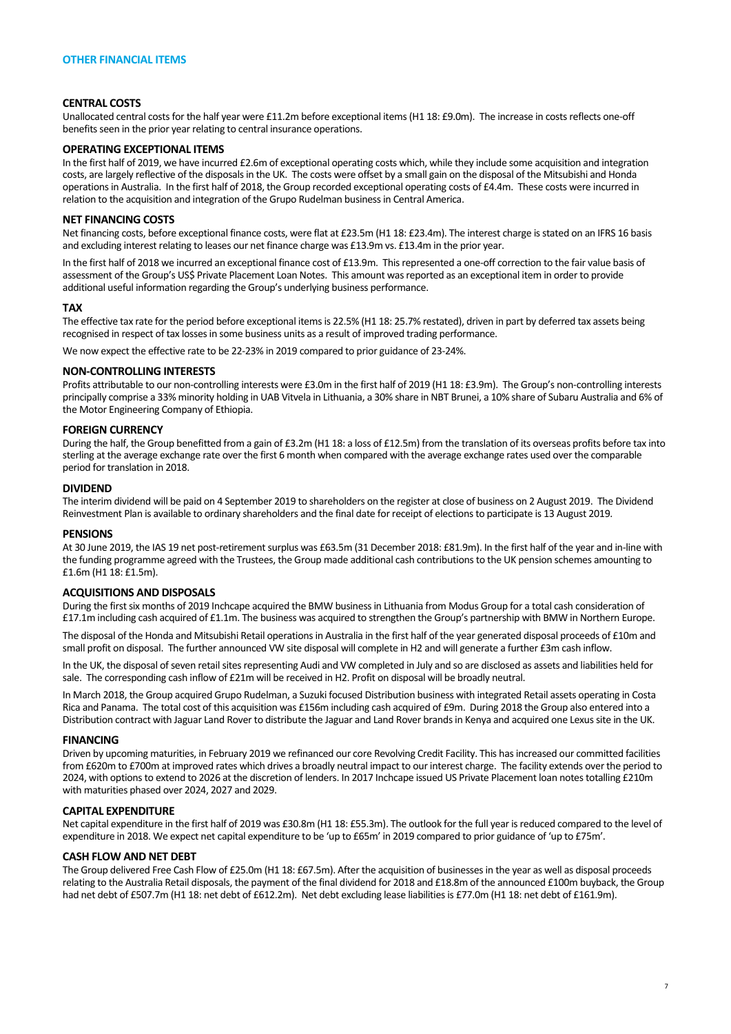## OTHER FINANCIAL ITEMS

### CENTRAL COSTS

Unallocated central costs for the half year were £11.2m before exceptional items (H1 18: £9.0m). The increase in costs reflects one-off benefits seen in the prior year relating to central insurance operations.

### OPERATING EXCEPTIONAL ITEMS

In the first half of 2019, we have incurred £2.6m of exceptional operating costs which, while they include some acquisition and integration costs, are largely reflective of the disposals in the UK. The costs were offset by a small gain on the disposal of the Mitsubishi and Honda operations in Australia. In the first half of 2018, the Group recorded exceptional operating costs of £4.4m. These costs were incurred in relation to the acquisition and integration of the Grupo Rudelman business in Central America.

### NET FINANCING COSTS

Net financing costs, before exceptional finance costs, were flat at £23.5m (H1 18: £23.4m). The interest charge is stated on an IFRS 16 basis and excluding interest relating to leases our net finance charge was £13.9m vs. £13.4m in the prior year.

In the first half of 2018 we incurred an exceptional finance cost of £13.9m. This represented a one-off correction to the fair value basis of assessment of the Group's US$ Private Placement Loan Notes. This amount was reported as an exceptional item in order to provide additional useful information regarding the Group's underlying business performance.

### TAX

The effective tax rate for the period before exceptional items is 22.5% (H1 18: 25.7% restated), driven in part by deferred tax assets being recognised in respect of tax losses in some business units as a result of improved trading performance.

We now expect the effective rate to be 22-23% in 2019 compared to prior guidance of 23-24%.

### NON-CONTROLLING INTERESTS

Profits attributable to our non-controlling interests were £3.0m in the first half of 2019 (H1 18: £3.9m). The Group's non-controlling interests principally comprise a 33% minority holding in UAB Vitvela in Lithuania, a 30% share in NBT Brunei, a 10% share of Subaru Australia and 6% of the Motor Engineering Company of Ethiopia.

### FOREIGN CURRENCY

During the half, the Group benefitted from a gain of £3.2m (H1 18: a loss of £12.5m) from the translation of its overseas profits before tax into sterling at the average exchange rate over the first 6 month when compared with the average exchange rates used over the comparable period for translation in 2018.

### DIVIDEND

The interim dividend will be paid on 4 September 2019 to shareholders on the register at close of business on 2 August 2019. The Dividend Reinvestment Plan is available to ordinary shareholders and the final date for receipt of elections to participate is 13 August 2019.

### PENSIONS

At 30 June 2019, the IAS 19 net post-retirement surplus was £63.5m (31 December 2018: £81.9m). In the first half of the year and in-line with the funding programme agreed with the Trustees, the Group made additional cash contributions to the UK pension schemes amounting to £1.6m (H1 18: £1.5m).

### ACQUISITIONS AND DISPOSALS

During the first six months of 2019 Inchcape acquired the BMW business in Lithuania from Modus Group for a total cash consideration of £17.1m including cash acquired of £1.1m. The business was acquired to strengthen the Group's partnership with BMW in Northern Europe.

The disposal of the Honda and Mitsubishi Retail operations in Australia in the first half of the year generated disposal proceeds of £10m and small profit on disposal. The further announced VW site disposal will complete in H2 and will generate a further £3m cash inflow.

In the UK, the disposal of seven retail sites representing Audi and VW completed in July and so are disclosed as assets and liabilities held for sale. The corresponding cash inflow of £21m will be received in H2. Profit on disposal will be broadly neutral.

In March 2018, the Group acquired Grupo Rudelman, a Suzuki focused Distribution business with integrated Retail assets operating in Costa Rica and Panama. The total cost of this acquisition was £156m including cash acquired of £9m. During 2018 the Group also entered into a Distribution contract with Jaguar Land Rover to distribute the Jaguar and Land Rover brands in Kenya and acquired one Lexus site in the UK.

### FINANCING

Driven by upcoming maturities, in February 2019 we refinanced our core Revolving Credit Facility. This has increased our committed facilities from £620m to £700m at improved rates which drives a broadly neutral impact to our interest charge. The facility extends over the period to 2024, with options to extend to 2026 at the discretion of lenders. In 2017 Inchcape issued US Private Placement loan notes totalling £210m with maturities phased over 2024, 2027 and 2029.

### CAPITAL EXPENDITURE

Net capital expenditure in the first half of 2019 was £30.8m (H1 18: £55.3m). The outlook for the full year is reduced compared to the level of expenditure in 2018. We expect net capital expenditure to be 'up to £65m' in 2019 compared to prior guidance of 'up to £75m'.

### CASH FLOW AND NET DEBT

The Group delivered Free Cash Flow of £25.0m (H1 18: £67.5m). After the acquisition of businesses in the year as well as disposal proceeds relating to the Australia Retail disposals, the payment of the final dividend for 2018 and £18.8m of the announced £100m buyback, the Group had net debt of £507.7m (H1 18: net debt of £612.2m). Net debt excluding lease liabilities is £77.0m (H1 18: net debt of £161.9m).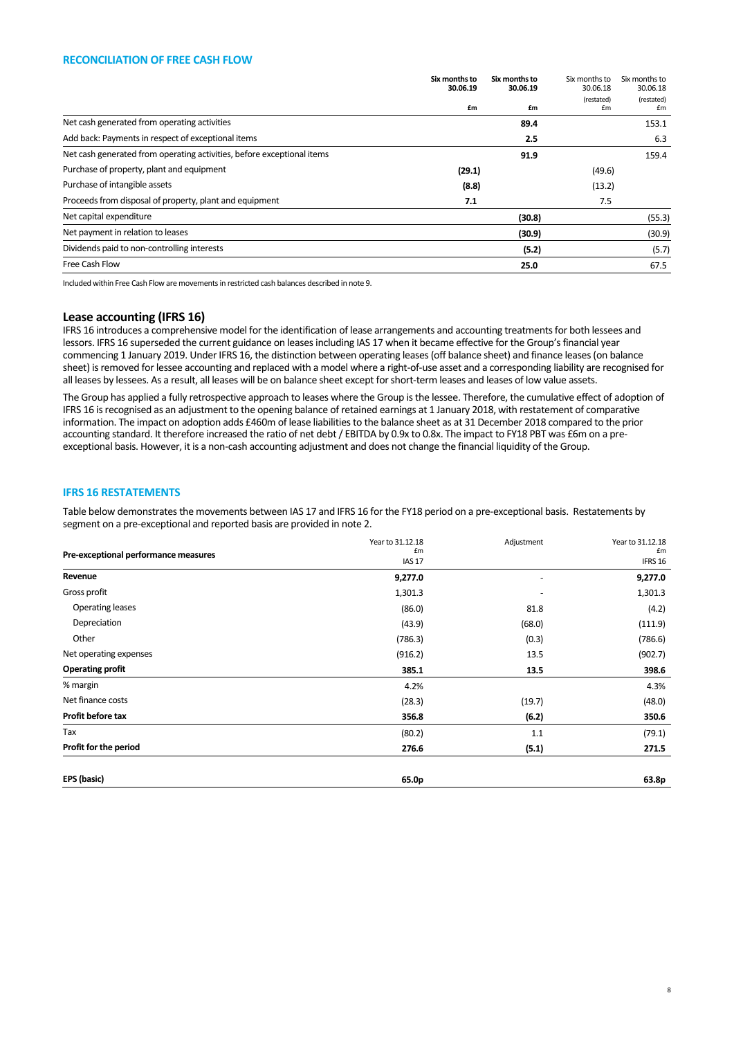### RECONCILIATION OF FREE CASH FLOW

| | Six months to 30.06.19 £m | Six months to 30.06.19 £m | Six months to 30.06.18 (restated) £m | Six months to 30.06.18 (restated) £m |
|---|---|---|---|---|
| Net cash generated from operating activities | | **89.4** | | 153.1 |
| Add back: Payments in respect of exceptional items | | **2.5** | | 6.3 |
| Net cash generated from operating activities, before exceptional items | | **91.9** | | 159.4 |
| Purchase of property, plant and equipment | **(29.1)** | | (49.6) | |
| Purchase of intangible assets | **(8.8)** | | (13.2) | |
| Proceeds from disposal of property, plant and equipment | **7.1** | | 7.5 | |
| Net capital expenditure | | **(30.8)** | | (55.3) |
| Net payment in relation to leases | | **(30.9)** | | (30.9) |
| Dividends paid to non-controlling interests | | **(5.2)** | | (5.7) |
| Free Cash Flow | | **25.0** | | 67.5 |

Included within Free Cash Flow are movements in restricted cash balances described in note 9.

## Lease accounting (IFRS 16)

IFRS 16 introduces a comprehensive model for the identification of lease arrangements and accounting treatments for both lessees and lessors. IFRS 16 superseded the current guidance on leases including IAS 17 when it became effective for the Group's financial year commencing 1 January 2019. Under IFRS 16, the distinction between operating leases (off balance sheet) and finance leases (on balance sheet) is removed for lessee accounting and replaced with a model where a right-of-use asset and a corresponding liability are recognised for all leases by lessees. As a result, all leases will be on balance sheet except for short-term leases and leases of low value assets.

The Group has applied a fully retrospective approach to leases where the Group is the lessee. Therefore, the cumulative effect of adoption of IFRS 16 is recognised as an adjustment to the opening balance of retained earnings at 1 January 2018, with restatement of comparative information. The impact on adoption adds £460m of lease liabilities to the balance sheet as at 31 December 2018 compared to the prior accounting standard. It therefore increased the ratio of net debt / EBITDA by 0.9x to 0.8x. The impact to FY18 PBT was £6m on a pre-exceptional basis. However, it is a non-cash accounting adjustment and does not change the financial liquidity of the Group.

### IFRS 16 RESTATEMENTS

Table below demonstrates the movements between IAS 17 and IFRS 16 for the FY18 period on a pre-exceptional basis. Restatements by segment on a pre-exceptional and reported basis are provided in note 2.

| Pre-exceptional performance measures | Year to 31.12.18 £m IAS 17 | Adjustment | Year to 31.12.18 £m IFRS 16 |
|---|---|---|---|
| **Revenue** | **9,277.0** | - | **9,277.0** |
| Gross profit | 1,301.3 | - | 1,301.3 |
| Operating leases | (86.0) | 81.8 | (4.2) |
| Depreciation | (43.9) | (68.0) | (111.9) |
| Other | (786.3) | (0.3) | (786.6) |
| Net operating expenses | (916.2) | 13.5 | (902.7) |
| **Operating profit** | **385.1** | **13.5** | **398.6** |
| % margin | 4.2% | | 4.3% |
| Net finance costs | (28.3) | (19.7) | (48.0) |
| **Profit before tax** | **356.8** | **(6.2)** | **350.6** |
| Tax | (80.2) | 1.1 | (79.1) |
| **Profit for the period** | **276.6** | **(5.1)** | **271.5** |
| | | | |
| **EPS (basic)** | **65.0p** | | **63.8p** |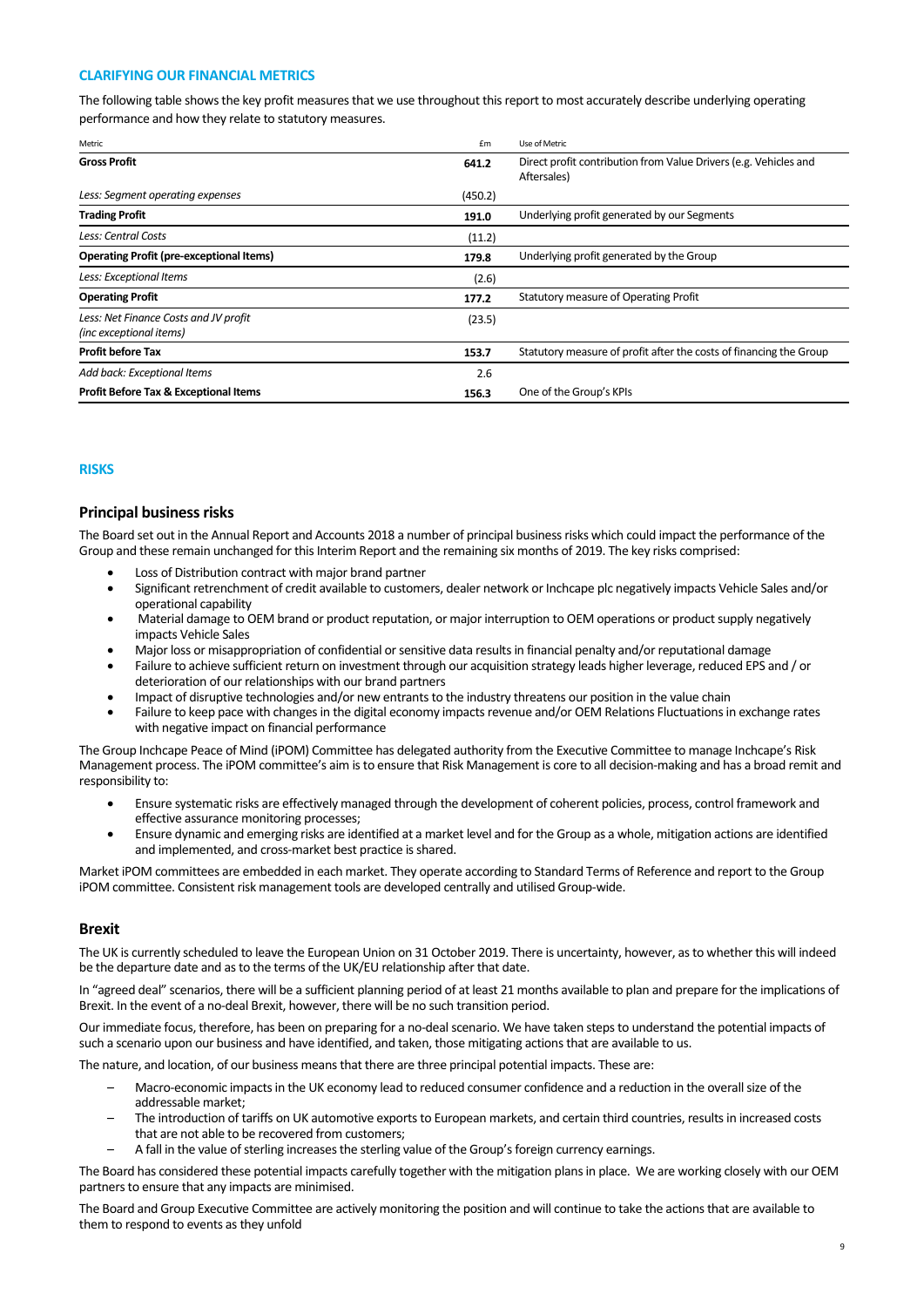## CLARIFYING OUR FINANCIAL METRICS

The following table shows the key profit measures that we use throughout this report to most accurately describe underlying operating performance and how they relate to statutory measures.

| Metric | £m | Use of Metric |
|---|---|---|
| **Gross Profit** | **641.2** | Direct profit contribution from Value Drivers (e.g. Vehicles and Aftersales) |
| *Less: Segment operating expenses* | (450.2) | |
| **Trading Profit** | **191.0** | Underlying profit generated by our Segments |
| *Less: Central Costs* | (11.2) | |
| **Operating Profit (pre-exceptional Items)** | **179.8** | Underlying profit generated by the Group |
| *Less: Exceptional Items* | (2.6) | |
| **Operating Profit** | **177.2** | Statutory measure of Operating Profit |
| *Less: Net Finance Costs and JV profit (inc exceptional items)* | (23.5) | |
| **Profit before Tax** | **153.7** | Statutory measure of profit after the costs of financing the Group |
| *Add back: Exceptional Items* | 2.6 | |
| **Profit Before Tax & Exceptional Items** | **156.3** | One of the Group's KPIs |

## RISKS

### Principal business risks

The Board set out in the Annual Report and Accounts 2018 a number of principal business risks which could impact the performance of the Group and these remain unchanged for this Interim Report and the remaining six months of 2019. The key risks comprised:

- Loss of Distribution contract with major brand partner
- Significant retrenchment of credit available to customers, dealer network or Inchcape plc negatively impacts Vehicle Sales and/or operational capability
- Material damage to OEM brand or product reputation, or major interruption to OEM operations or product supply negatively impacts Vehicle Sales
- Major loss or misappropriation of confidential or sensitive data results in financial penalty and/or reputational damage
- Failure to achieve sufficient return on investment through our acquisition strategy leads higher leverage, reduced EPS and / or deterioration of our relationships with our brand partners
- Impact of disruptive technologies and/or new entrants to the industry threatens our position in the value chain
- Failure to keep pace with changes in the digital economy impacts revenue and/or OEM Relations Fluctuations in exchange rates with negative impact on financial performance

The Group Inchcape Peace of Mind (iPOM) Committee has delegated authority from the Executive Committee to manage Inchcape's Risk Management process. The iPOM committee's aim is to ensure that Risk Management is core to all decision-making and has a broad remit and responsibility to:

- Ensure systematic risks are effectively managed through the development of coherent policies, process, control framework and effective assurance monitoring processes;
- Ensure dynamic and emerging risks are identified at a market level and for the Group as a whole, mitigation actions are identified and implemented, and cross-market best practice is shared.

Market iPOM committees are embedded in each market. They operate according to Standard Terms of Reference and report to the Group iPOM committee. Consistent risk management tools are developed centrally and utilised Group-wide.

### Brexit

The UK is currently scheduled to leave the European Union on 31 October 2019. There is uncertainty, however, as to whether this will indeed be the departure date and as to the terms of the UK/EU relationship after that date.

In "agreed deal" scenarios, there will be a sufficient planning period of at least 21 months available to plan and prepare for the implications of Brexit. In the event of a no-deal Brexit, however, there will be no such transition period.

Our immediate focus, therefore, has been on preparing for a no-deal scenario. We have taken steps to understand the potential impacts of such a scenario upon our business and have identified, and taken, those mitigating actions that are available to us.

The nature, and location, of our business means that there are three principal potential impacts. These are:

- Macro-economic impacts in the UK economy lead to reduced consumer confidence and a reduction in the overall size of the addressable market;
- The introduction of tariffs on UK automotive exports to European markets, and certain third countries, results in increased costs that are not able to be recovered from customers;
- A fall in the value of sterling increases the sterling value of the Group's foreign currency earnings.

The Board has considered these potential impacts carefully together with the mitigation plans in place. We are working closely with our OEM partners to ensure that any impacts are minimised.

The Board and Group Executive Committee are actively monitoring the position and will continue to take the actions that are available to them to respond to events as they unfold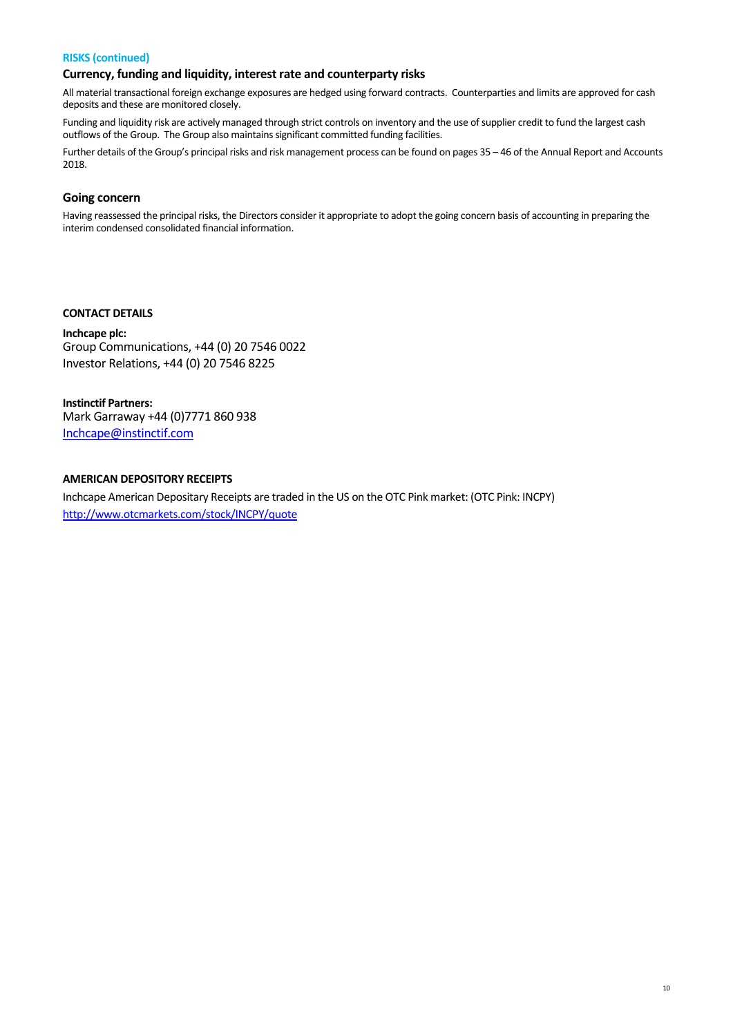**RISKS (continued)**

### Currency, funding and liquidity, interest rate and counterparty risks

All material transactional foreign exchange exposures are hedged using forward contracts. Counterparties and limits are approved for cash deposits and these are monitored closely.

Funding and liquidity risk are actively managed through strict controls on inventory and the use of supplier credit to fund the largest cash outflows of the Group. The Group also maintains significant committed funding facilities.

Further details of the Group's principal risks and risk management process can be found on pages 35 – 46 of the Annual Report and Accounts 2018.

### Going concern

Having reassessed the principal risks, the Directors consider it appropriate to adopt the going concern basis of accounting in preparing the interim condensed consolidated financial information.

**CONTACT DETAILS**

**Inchcape plc:**
Group Communications, +44 (0) 20 7546 0022
Investor Relations, +44 (0) 20 7546 8225

**Instinctif Partners:**
Mark Garraway +44 (0)7771 860 938
Inchcape@instinctif.com

**AMERICAN DEPOSITORY RECEIPTS**

Inchcape American Depositary Receipts are traded in the US on the OTC Pink market: (OTC Pink: INCPY)
http://www.otcmarkets.com/stock/INCPY/quote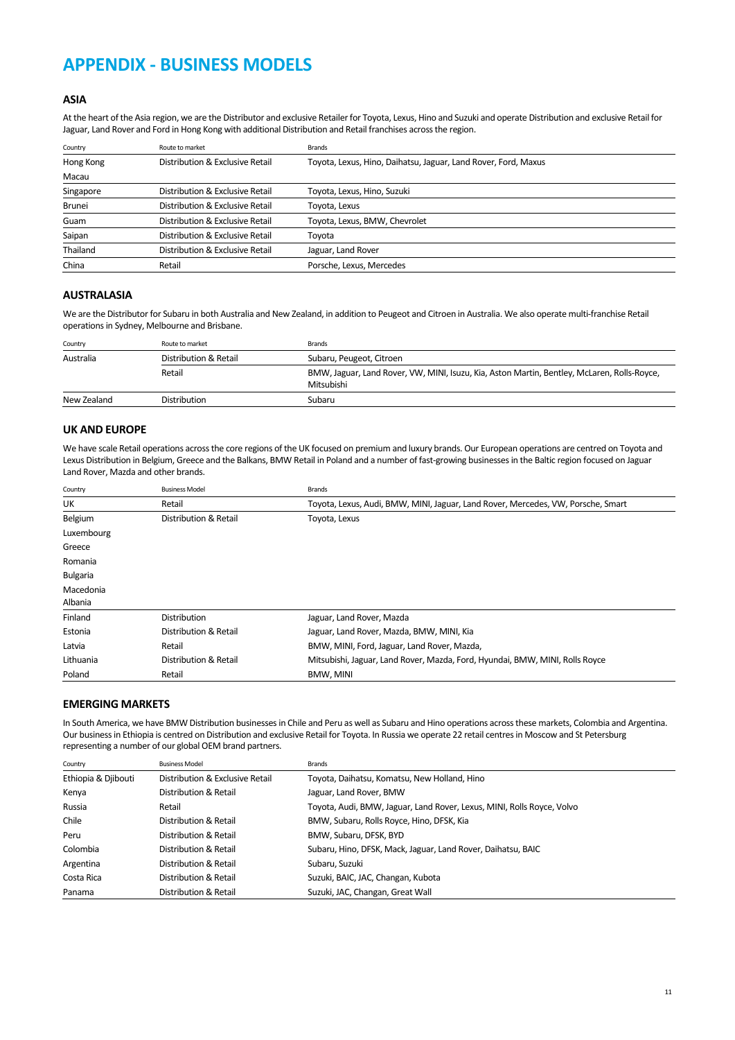# APPENDIX - BUSINESS MODELS

## ASIA

At the heart of the Asia region, we are the Distributor and exclusive Retailer for Toyota, Lexus, Hino and Suzuki and operate Distribution and exclusive Retail for Jaguar, Land Rover and Ford in Hong Kong with additional Distribution and Retail franchises across the region.

| Country | Route to market | Brands |
|---|---|---|
| Hong Kong | Distribution & Exclusive Retail | Toyota, Lexus, Hino, Daihatsu, Jaguar, Land Rover, Ford, Maxus |
| Macau | | |
| Singapore | Distribution & Exclusive Retail | Toyota, Lexus, Hino, Suzuki |
| Brunei | Distribution & Exclusive Retail | Toyota, Lexus |
| Guam | Distribution & Exclusive Retail | Toyota, Lexus, BMW, Chevrolet |
| Saipan | Distribution & Exclusive Retail | Toyota |
| Thailand | Distribution & Exclusive Retail | Jaguar, Land Rover |
| China | Retail | Porsche, Lexus, Mercedes |

## AUSTRALASIA

We are the Distributor for Subaru in both Australia and New Zealand, in addition to Peugeot and Citroen in Australia. We also operate multi-franchise Retail operations in Sydney, Melbourne and Brisbane.

| Country | Route to market | Brands |
|---|---|---|
| Australia | Distribution & Retail | Subaru, Peugeot, Citroen |
| | Retail | BMW, Jaguar, Land Rover, VW, MINI, Isuzu, Kia, Aston Martin, Bentley, McLaren, Rolls-Royce, Mitsubishi |
| New Zealand | Distribution | Subaru |

## UK AND EUROPE

We have scale Retail operations across the core regions of the UK focused on premium and luxury brands. Our European operations are centred on Toyota and Lexus Distribution in Belgium, Greece and the Balkans, BMW Retail in Poland and a number of fast-growing businesses in the Baltic region focused on Jaguar Land Rover, Mazda and other brands.

| Country | Business Model | Brands |
|---|---|---|
| UK | Retail | Toyota, Lexus, Audi, BMW, MINI, Jaguar, Land Rover, Mercedes, VW, Porsche, Smart |
| Belgium | Distribution & Retail | Toyota, Lexus |
| Luxembourg | | |
| Greece | | |
| Romania | | |
| Bulgaria | | |
| Macedonia | | |
| Albania | | |
| Finland | Distribution | Jaguar, Land Rover, Mazda |
| Estonia | Distribution & Retail | Jaguar, Land Rover, Mazda, BMW, MINI, Kia |
| Latvia | Retail | BMW, MINI, Ford, Jaguar, Land Rover, Mazda, |
| Lithuania | Distribution & Retail | Mitsubishi, Jaguar, Land Rover, Mazda, Ford, Hyundai, BMW, MINI, Rolls Royce |
| Poland | Retail | BMW, MINI |

## EMERGING MARKETS

In South America, we have BMW Distribution businesses in Chile and Peru as well as Subaru and Hino operations across these markets, Colombia and Argentina. Our business in Ethiopia is centred on Distribution and exclusive Retail for Toyota. In Russia we operate 22 retail centres in Moscow and St Petersburg representing a number of our global OEM brand partners.

| Country | Business Model | Brands |
|---|---|---|
| Ethiopia & Djibouti | Distribution & Exclusive Retail | Toyota, Daihatsu, Komatsu, New Holland, Hino |
| Kenya | Distribution & Retail | Jaguar, Land Rover, BMW |
| Russia | Retail | Toyota, Audi, BMW, Jaguar, Land Rover, Lexus, MINI, Rolls Royce, Volvo |
| Chile | Distribution & Retail | BMW, Subaru, Rolls Royce, Hino, DFSK, Kia |
| Peru | Distribution & Retail | BMW, Subaru, DFSK, BYD |
| Colombia | Distribution & Retail | Subaru, Hino, DFSK, Mack, Jaguar, Land Rover, Daihatsu, BAIC |
| Argentina | Distribution & Retail | Subaru, Suzuki |
| Costa Rica | Distribution & Retail | Suzuki, BAIC, JAC, Changan, Kubota |
| Panama | Distribution & Retail | Suzuki, JAC, Changan, Great Wall |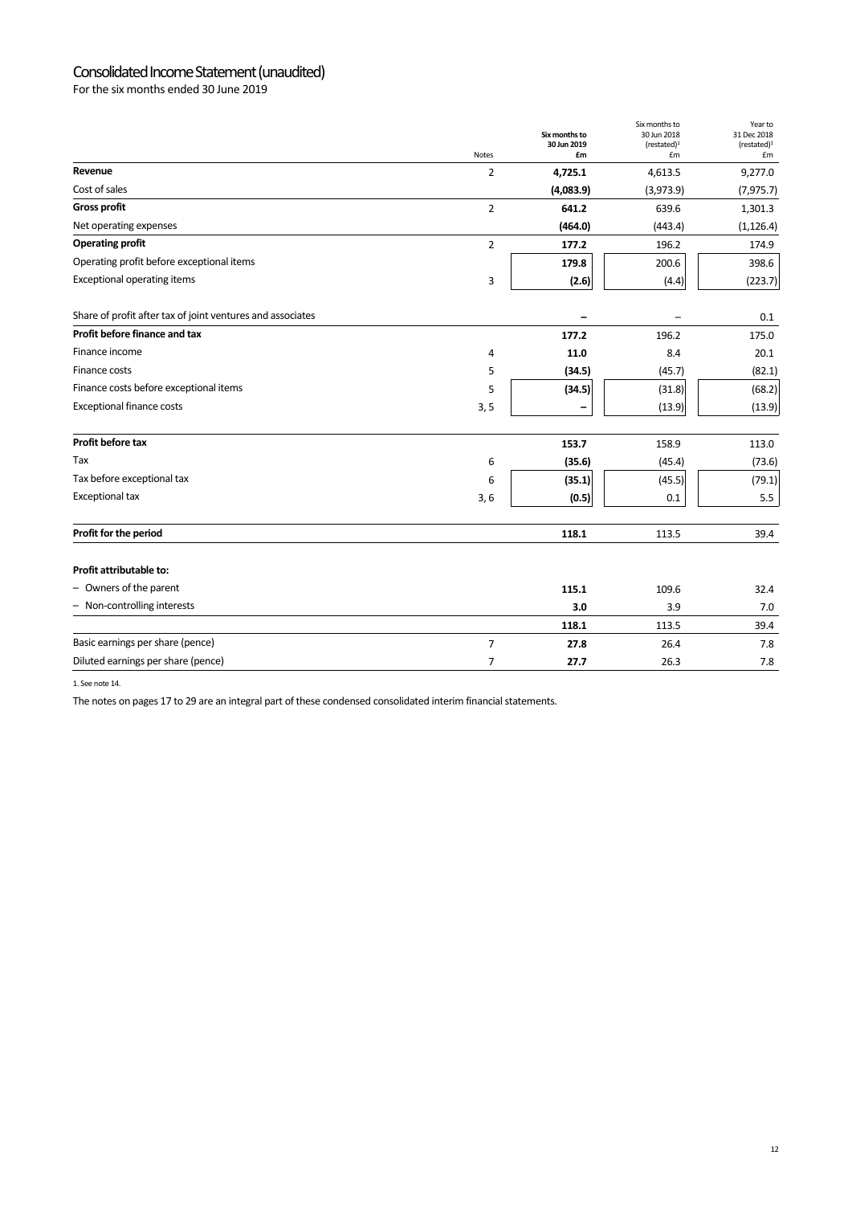# Consolidated Income Statement (unaudited)

For the six months ended 30 June 2019

| | Notes | Six months to 30 Jun 2019 £m | Six months to 30 Jun 2018 (restated)[1] £m | Year to 31 Dec 2018 (restated)[1] £m |
|---|---|---|---|---|
| **Revenue** | 2 | **4,725.1** | 4,613.5 | 9,277.0 |
| Cost of sales | | **(4,083.9)** | (3,973.9) | (7,975.7) |
| **Gross profit** | 2 | **641.2** | 639.6 | 1,301.3 |
| Net operating expenses | | **(464.0)** | (443.4) | (1,126.4) |
| **Operating profit** | 2 | **177.2** | 196.2 | 174.9 |
| Operating profit before exceptional items | | **179.8** | 200.6 | 398.6 |
| Exceptional operating items | 3 | **(2.6)** | (4.4) | (223.7) |
| Share of profit after tax of joint ventures and associates | | **–** | – | 0.1 |
| **Profit before finance and tax** | | **177.2** | 196.2 | 175.0 |
| Finance income | 4 | **11.0** | 8.4 | 20.1 |
| Finance costs | 5 | **(34.5)** | (45.7) | (82.1) |
| Finance costs before exceptional items | 5 | **(34.5)** | (31.8) | (68.2) |
| Exceptional finance costs | 3, 5 | **–** | (13.9) | (13.9) |
| **Profit before tax** | | **153.7** | 158.9 | 113.0 |
| Tax | 6 | **(35.6)** | (45.4) | (73.6) |
| Tax before exceptional tax | 6 | **(35.1)** | (45.5) | (79.1) |
| Exceptional tax | 3, 6 | **(0.5)** | 0.1 | 5.5 |
| **Profit for the period** | | **118.1** | 113.5 | 39.4 |
| **Profit attributable to:** | | | | |
| – Owners of the parent | | **115.1** | 109.6 | 32.4 |
| – Non-controlling interests | | **3.0** | 3.9 | 7.0 |
| | | **118.1** | 113.5 | 39.4 |
| Basic earnings per share (pence) | 7 | **27.8** | 26.4 | 7.8 |
| Diluted earnings per share (pence) | 7 | **27.7** | 26.3 | 7.8 |

1. See note 14.

The notes on pages 17 to 29 are an integral part of these condensed consolidated interim financial statements.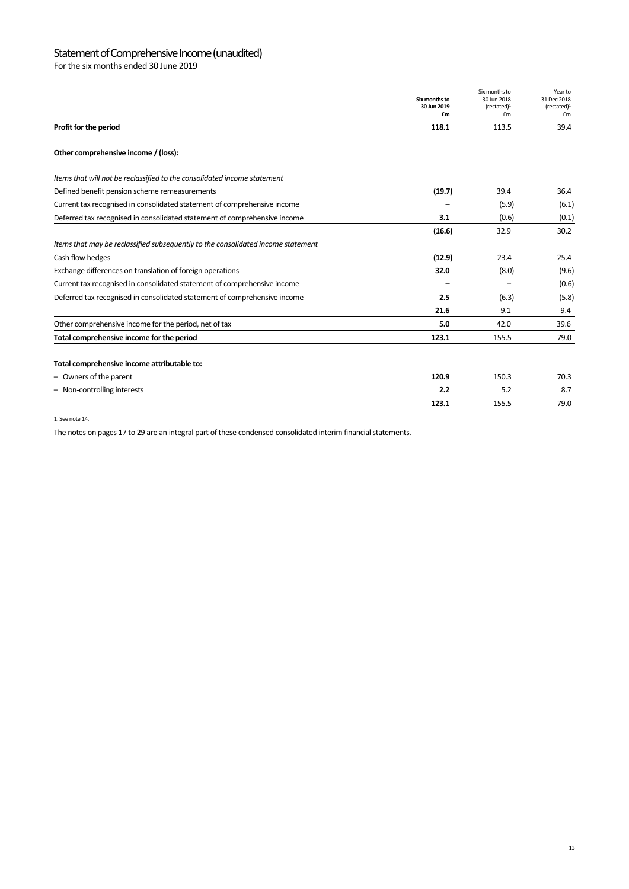# Statement of Comprehensive Income (unaudited)

For the six months ended 30 June 2019

| | **Six months to 30 Jun 2019 £m** | Six months to 30 Jun 2018 (restated)[1] £m | Year to 31 Dec 2018 (restated)[1] £m |
|---|---|---|---|
| **Profit for the period** | **118.1** | 113.5 | 39.4 |
| **Other comprehensive income / (loss):** | | | |
| *Items that will not be reclassified to the consolidated income statement* | | | |
| Defined benefit pension scheme remeasurements | **(19.7)** | 39.4 | 36.4 |
| Current tax recognised in consolidated statement of comprehensive income | **–** | (5.9) | (6.1) |
| Deferred tax recognised in consolidated statement of comprehensive income | **3.1** | (0.6) | (0.1) |
| | **(16.6)** | 32.9 | 30.2 |
| *Items that may be reclassified subsequently to the consolidated income statement* | | | |
| Cash flow hedges | **(12.9)** | 23.4 | 25.4 |
| Exchange differences on translation of foreign operations | **32.0** | (8.0) | (9.6) |
| Current tax recognised in consolidated statement of comprehensive income | **–** | – | (0.6) |
| Deferred tax recognised in consolidated statement of comprehensive income | **2.5** | (6.3) | (5.8) |
| | **21.6** | 9.1 | 9.4 |
| Other comprehensive income for the period, net of tax | **5.0** | 42.0 | 39.6 |
| **Total comprehensive income for the period** | **123.1** | 155.5 | 79.0 |
| **Total comprehensive income attributable to:** | | | |
| – Owners of the parent | **120.9** | 150.3 | 70.3 |
| – Non-controlling interests | **2.2** | 5.2 | 8.7 |
| | **123.1** | 155.5 | 79.0 |

1. See note 14.

The notes on pages 17 to 29 are an integral part of these condensed consolidated interim financial statements.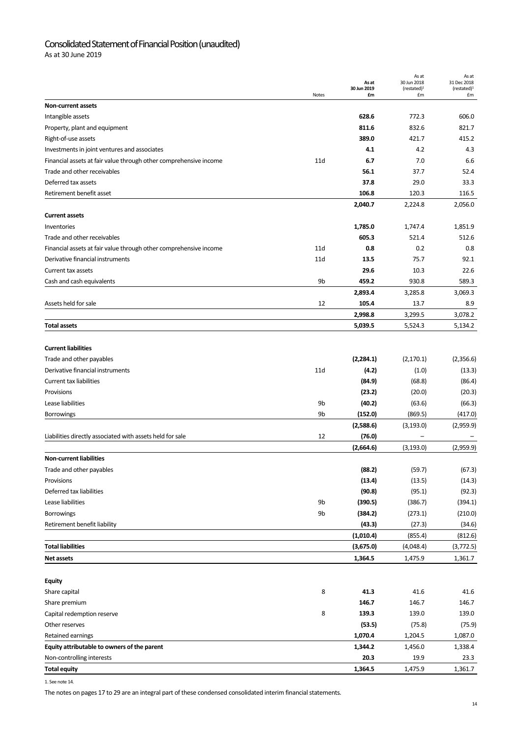# Consolidated Statement of Financial Position (unaudited)

As at 30 June 2019

| | Notes | As at 30 Jun 2019 £m | As at 30 Jun 2018 (restated)[1] £m | As at 31 Dec 2018 (restated)[1] £m |
|---|---|---|---|---|
| **Non-current assets** | | | | |
| Intangible assets | | **628.6** | 772.3 | 606.0 |
| Property, plant and equipment | | **811.6** | 832.6 | 821.7 |
| Right-of-use assets | | **389.0** | 421.7 | 415.2 |
| Investments in joint ventures and associates | | **4.1** | 4.2 | 4.3 |
| Financial assets at fair value through other comprehensive income | 11d | **6.7** | 7.0 | 6.6 |
| Trade and other receivables | | **56.1** | 37.7 | 52.4 |
| Deferred tax assets | | **37.8** | 29.0 | 33.3 |
| Retirement benefit asset | | **106.8** | 120.3 | 116.5 |
| | | **2,040.7** | 2,224.8 | 2,056.0 |
| **Current assets** | | | | |
| Inventories | | **1,785.0** | 1,747.4 | 1,851.9 |
| Trade and other receivables | | **605.3** | 521.4 | 512.6 |
| Financial assets at fair value through other comprehensive income | 11d | **0.8** | 0.2 | 0.8 |
| Derivative financial instruments | 11d | **13.5** | 75.7 | 92.1 |
| Current tax assets | | **29.6** | 10.3 | 22.6 |
| Cash and cash equivalents | 9b | **459.2** | 930.8 | 589.3 |
| | | **2,893.4** | 3,285.8 | 3,069.3 |
| Assets held for sale | 12 | **105.4** | 13.7 | 8.9 |
| | | **2,998.8** | 3,299.5 | 3,078.2 |
| **Total assets** | | **5,039.5** | 5,524.3 | 5,134.2 |
| **Current liabilities** | | | | |
| Trade and other payables | | **(2,284.1)** | (2,170.1) | (2,356.6) |
| Derivative financial instruments | 11d | **(4.2)** | (1.0) | (13.3) |
| Current tax liabilities | | **(84.9)** | (68.8) | (86.4) |
| Provisions | | **(23.2)** | (20.0) | (20.3) |
| Lease liabilities | 9b | **(40.2)** | (63.6) | (66.3) |
| Borrowings | 9b | **(152.0)** | (869.5) | (417.0) |
| | | **(2,588.6)** | (3,193.0) | (2,959.9) |
| Liabilities directly associated with assets held for sale | 12 | **(76.0)** | – | – |
| | | **(2,664.6)** | (3,193.0) | (2,959.9) |
| **Non-current liabilities** | | | | |
| Trade and other payables | | **(88.2)** | (59.7) | (67.3) |
| Provisions | | **(13.4)** | (13.5) | (14.3) |
| Deferred tax liabilities | | **(90.8)** | (95.1) | (92.3) |
| Lease liabilities | 9b | **(390.5)** | (386.7) | (394.1) |
| Borrowings | 9b | **(384.2)** | (273.1) | (210.0) |
| Retirement benefit liability | | **(43.3)** | (27.3) | (34.6) |
| | | **(1,010.4)** | (855.4) | (812.6) |
| **Total liabilities** | | **(3,675.0)** | (4,048.4) | (3,772.5) |
| **Net assets** | | **1,364.5** | 1,475.9 | 1,361.7 |
| **Equity** | | | | |
| Share capital | 8 | **41.3** | 41.6 | 41.6 |
| Share premium | | **146.7** | 146.7 | 146.7 |
| Capital redemption reserve | 8 | **139.3** | 139.0 | 139.0 |
| Other reserves | | **(53.5)** | (75.8) | (75.9) |
| Retained earnings | | **1,070.4** | 1,204.5 | 1,087.0 |
| **Equity attributable to owners of the parent** | | **1,344.2** | 1,456.0 | 1,338.4 |
| Non-controlling interests | | **20.3** | 19.9 | 23.3 |
| **Total equity** | | **1,364.5** | 1,475.9 | 1,361.7 |

1. See note 14.

The notes on pages 17 to 29 are an integral part of these condensed consolidated interim financial statements.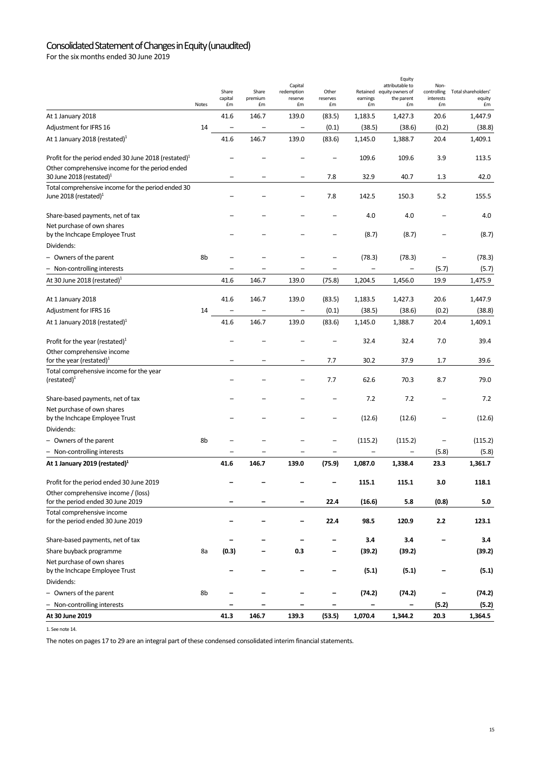# Consolidated Statement of Changes in Equity (unaudited)

For the six months ended 30 June 2019

| | Notes | Share capital £m | Share premium £m | Capital redemption reserve £m | Other reserves £m | Retained earnings £m | Equity attributable to equity owners of the parent £m | Non-controlling interests £m | Total shareholders' equity £m |
|---|---|---|---|---|---|---|---|---|---|
| At 1 January 2018 | | 41.6 | 146.7 | 139.0 | (83.5) | 1,183.5 | 1,427.3 | 20.6 | 1,447.9 |
| Adjustment for IFRS 16 | 14 | – | – | – | (0.1) | (38.5) | (38.6) | (0.2) | (38.8) |
| At 1 January 2018 (restated)[1] | | 41.6 | 146.7 | 139.0 | (83.6) | 1,145.0 | 1,388.7 | 20.4 | 1,409.1 |
| Profit for the period ended 30 June 2018 (restated)[1] | | – | – | – | – | 109.6 | 109.6 | 3.9 | 113.5 |
| Other comprehensive income for the period ended 30 June 2018 (restated)[1] | | – | – | – | 7.8 | 32.9 | 40.7 | 1.3 | 42.0 |
| Total comprehensive income for the period ended 30 June 2018 (restated)[1] | | – | – | – | 7.8 | 142.5 | 150.3 | 5.2 | 155.5 |
| Share-based payments, net of tax | | – | – | – | – | 4.0 | 4.0 | – | 4.0 |
| Net purchase of own shares by the Inchcape Employee Trust | | – | – | – | – | (8.7) | (8.7) | – | (8.7) |
| Dividends: | | | | | | | | | |
| – Owners of the parent | 8b | – | – | – | – | (78.3) | (78.3) | – | (78.3) |
| – Non-controlling interests | | – | – | – | – | – | – | (5.7) | (5.7) |
| At 30 June 2018 (restated)[1] | | 41.6 | 146.7 | 139.0 | (75.8) | 1,204.5 | 1,456.0 | 19.9 | 1,475.9 |
| At 1 January 2018 | | 41.6 | 146.7 | 139.0 | (83.5) | 1,183.5 | 1,427.3 | 20.6 | 1,447.9 |
| Adjustment for IFRS 16 | 14 | – | – | – | (0.1) | (38.5) | (38.6) | (0.2) | (38.8) |
| At 1 January 2018 (restated)[1] | | 41.6 | 146.7 | 139.0 | (83.6) | 1,145.0 | 1,388.7 | 20.4 | 1,409.1 |
| Profit for the year (restated)[1] | | – | – | – | – | 32.4 | 32.4 | 7.0 | 39.4 |
| Other comprehensive income for the year (restated)[1] | | – | – | – | 7.7 | 30.2 | 37.9 | 1.7 | 39.6 |
| Total comprehensive income for the year (restated)[1] | | – | – | – | 7.7 | 62.6 | 70.3 | 8.7 | 79.0 |
| Share-based payments, net of tax | | – | – | – | – | 7.2 | 7.2 | – | 7.2 |
| Net purchase of own shares by the Inchcape Employee Trust | | – | – | – | – | (12.6) | (12.6) | – | (12.6) |
| Dividends: | | | | | | | | | |
| – Owners of the parent | 8b | – | – | – | – | (115.2) | (115.2) | – | (115.2) |
| – Non-controlling interests | | – | – | – | – | – | – | (5.8) | (5.8) |
| **At 1 January 2019 (restated)[1]** | | **41.6** | **146.7** | **139.0** | **(75.9)** | **1,087.0** | **1,338.4** | **23.3** | **1,361.7** |
| Profit for the period ended 30 June 2019 | | **–** | **–** | **–** | **–** | **115.1** | **115.1** | **3.0** | **118.1** |
| Other comprehensive income / (loss) for the period ended 30 June 2019 | | **–** | **–** | **–** | **22.4** | **(16.6)** | **5.8** | **(0.8)** | **5.0** |
| Total comprehensive income for the period ended 30 June 2019 | | **–** | **–** | **–** | **22.4** | **98.5** | **120.9** | **2.2** | **123.1** |
| Share-based payments, net of tax | | **–** | **–** | **–** | **–** | **3.4** | **3.4** | **–** | **3.4** |
| Share buyback programme | 8a | **(0.3)** | **–** | **0.3** | **–** | **(39.2)** | **(39.2)** | | **(39.2)** |
| Net purchase of own shares by the Inchcape Employee Trust | | **–** | **–** | **–** | **–** | **(5.1)** | **(5.1)** | **–** | **(5.1)** |
| Dividends: | | | | | | | | | |
| – Owners of the parent | 8b | **–** | **–** | **–** | **–** | **(74.2)** | **(74.2)** | **–** | **(74.2)** |
| – Non-controlling interests | | **–** | **–** | **–** | **–** | **–** | **–** | **(5.2)** | **(5.2)** |
| **At 30 June 2019** | | **41.3** | **146.7** | **139.3** | **(53.5)** | **1,070.4** | **1,344.2** | **20.3** | **1,364.5** |

1. See note 14.

The notes on pages 17 to 29 are an integral part of these condensed consolidated interim financial statements.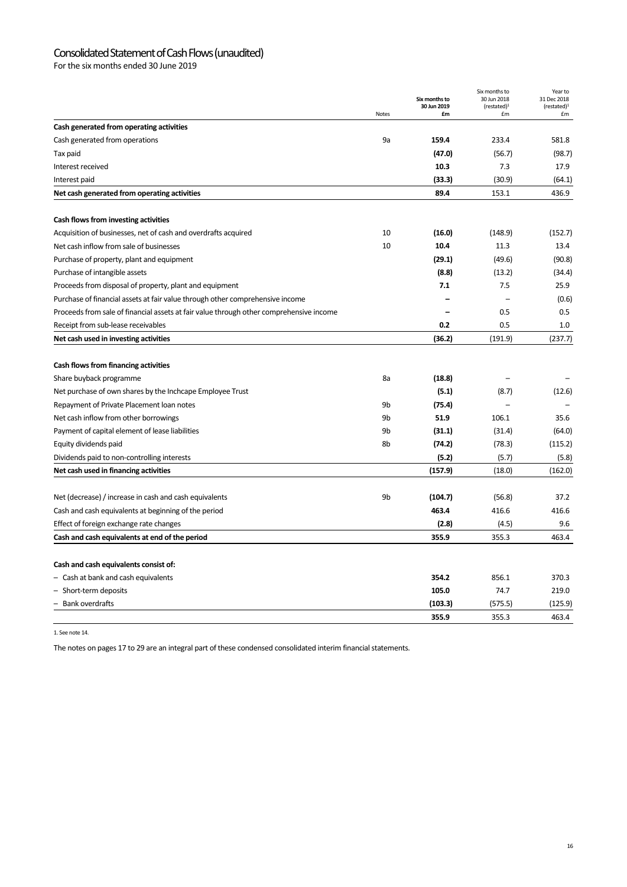# Consolidated Statement of Cash Flows (unaudited)

For the six months ended 30 June 2019

| | Notes | **Six months to 30 Jun 2019 £m** | Six months to 30 Jun 2018 (restated)[1] £m | Year to 31 Dec 2018 (restated)[1] £m |
|---|---|---|---|---|
| **Cash generated from operating activities** | | | | |
| Cash generated from operations | 9a | **159.4** | 233.4 | 581.8 |
| Tax paid | | **(47.0)** | (56.7) | (98.7) |
| Interest received | | **10.3** | 7.3 | 17.9 |
| Interest paid | | **(33.3)** | (30.9) | (64.1) |
| **Net cash generated from operating activities** | | **89.4** | 153.1 | 436.9 |
| | | | | |
| **Cash flows from investing activities** | | | | |
| Acquisition of businesses, net of cash and overdrafts acquired | 10 | **(16.0)** | (148.9) | (152.7) |
| Net cash inflow from sale of businesses | 10 | **10.4** | 11.3 | 13.4 |
| Purchase of property, plant and equipment | | **(29.1)** | (49.6) | (90.8) |
| Purchase of intangible assets | | **(8.8)** | (13.2) | (34.4) |
| Proceeds from disposal of property, plant and equipment | | **7.1** | 7.5 | 25.9 |
| Purchase of financial assets at fair value through other comprehensive income | | **–** | – | (0.6) |
| Proceeds from sale of financial assets at fair value through other comprehensive income | | **–** | 0.5 | 0.5 |
| Receipt from sub-lease receivables | | **0.2** | 0.5 | 1.0 |
| **Net cash used in investing activities** | | **(36.2)** | (191.9) | (237.7) |
| | | | | |
| **Cash flows from financing activities** | | | | |
| Share buyback programme | 8a | **(18.8)** | – | – |
| Net purchase of own shares by the Inchcape Employee Trust | | **(5.1)** | (8.7) | (12.6) |
| Repayment of Private Placement loan notes | 9b | **(75.4)** | – | – |
| Net cash inflow from other borrowings | 9b | **51.9** | 106.1 | 35.6 |
| Payment of capital element of lease liabilities | 9b | **(31.1)** | (31.4) | (64.0) |
| Equity dividends paid | 8b | **(74.2)** | (78.3) | (115.2) |
| Dividends paid to non-controlling interests | | **(5.2)** | (5.7) | (5.8) |
| **Net cash used in financing activities** | | **(157.9)** | (18.0) | (162.0) |
| | | | | |
| Net (decrease) / increase in cash and cash equivalents | 9b | **(104.7)** | (56.8) | 37.2 |
| Cash and cash equivalents at beginning of the period | | **463.4** | 416.6 | 416.6 |
| Effect of foreign exchange rate changes | | **(2.8)** | (4.5) | 9.6 |
| **Cash and cash equivalents at end of the period** | | **355.9** | 355.3 | 463.4 |
| | | | | |
| **Cash and cash equivalents consist of:** | | | | |
| – Cash at bank and cash equivalents | | **354.2** | 856.1 | 370.3 |
| – Short-term deposits | | **105.0** | 74.7 | 219.0 |
| – Bank overdrafts | | **(103.3)** | (575.5) | (125.9) |
| | | **355.9** | 355.3 | 463.4 |

1. See note 14.

The notes on pages 17 to 29 are an integral part of these condensed consolidated interim financial statements.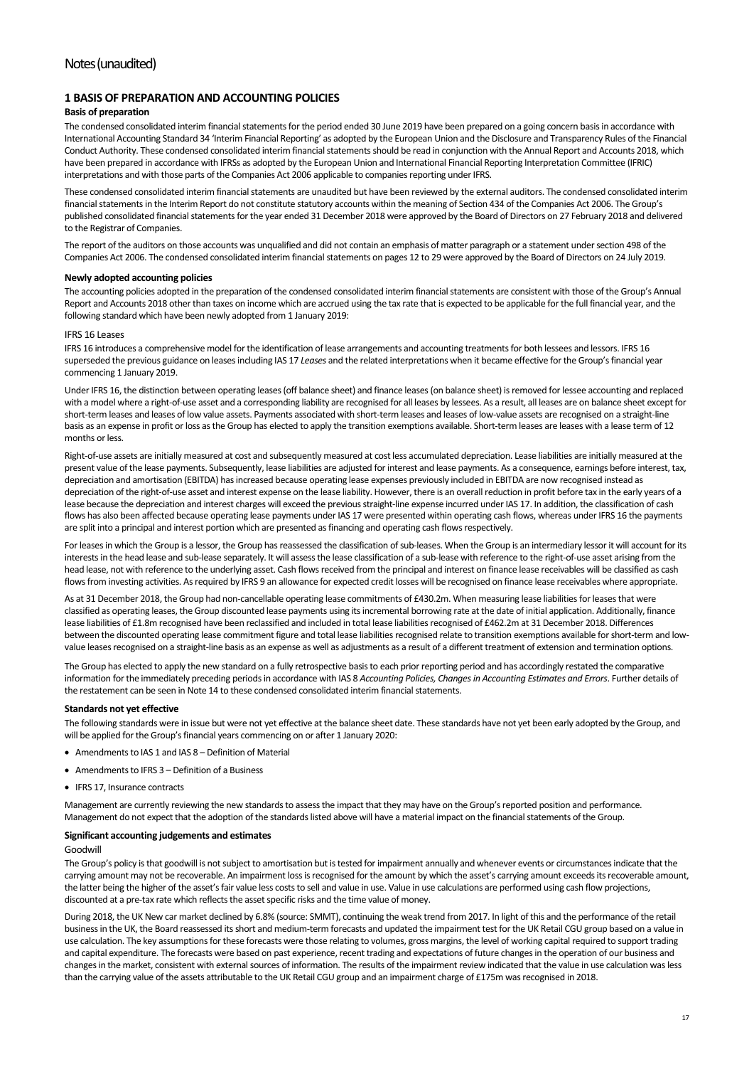# Notes (unaudited)

## 1 BASIS OF PREPARATION AND ACCOUNTING POLICIES

### Basis of preparation

The condensed consolidated interim financial statements for the period ended 30 June 2019 have been prepared on a going concern basis in accordance with International Accounting Standard 34 'Interim Financial Reporting' as adopted by the European Union and the Disclosure and Transparency Rules of the Financial Conduct Authority. These condensed consolidated interim financial statements should be read in conjunction with the Annual Report and Accounts 2018, which have been prepared in accordance with IFRSs as adopted by the European Union and International Financial Reporting Interpretation Committee (IFRIC) interpretations and with those parts of the Companies Act 2006 applicable to companies reporting under IFRS.

These condensed consolidated interim financial statements are unaudited but have been reviewed by the external auditors. The condensed consolidated interim financial statements in the Interim Report do not constitute statutory accounts within the meaning of Section 434 of the Companies Act 2006. The Group's published consolidated financial statements for the year ended 31 December 2018 were approved by the Board of Directors on 27 February 2018 and delivered to the Registrar of Companies.

The report of the auditors on those accounts was unqualified and did not contain an emphasis of matter paragraph or a statement under section 498 of the Companies Act 2006. The condensed consolidated interim financial statements on pages 12 to 29 were approved by the Board of Directors on 24 July 2019.

### Newly adopted accounting policies

The accounting policies adopted in the preparation of the condensed consolidated interim financial statements are consistent with those of the Group's Annual Report and Accounts 2018 other than taxes on income which are accrued using the tax rate that is expected to be applicable for the full financial year, and the following standard which have been newly adopted from 1 January 2019:

IFRS 16 Leases

IFRS 16 introduces a comprehensive model for the identification of lease arrangements and accounting treatments for both lessees and lessors. IFRS 16 superseded the previous guidance on leases including IAS 17 *Leases* and the related interpretations when it became effective for the Group's financial year commencing 1 January 2019.

Under IFRS 16, the distinction between operating leases (off balance sheet) and finance leases (on balance sheet) is removed for lessee accounting and replaced with a model where a right-of-use asset and a corresponding liability are recognised for all leases by lessees. As a result, all leases are on balance sheet except for short-term leases and leases of low value assets. Payments associated with short-term leases and leases of low-value assets are recognised on a straight-line basis as an expense in profit or loss as the Group has elected to apply the transition exemptions available. Short-term leases are leases with a lease term of 12 months or less.

Right-of-use assets are initially measured at cost and subsequently measured at cost less accumulated depreciation. Lease liabilities are initially measured at the present value of the lease payments. Subsequently, lease liabilities are adjusted for interest and lease payments. As a consequence, earnings before interest, tax, depreciation and amortisation (EBITDA) has increased because operating lease expenses previously included in EBITDA are now recognised instead as depreciation of the right-of-use asset and interest expense on the lease liability. However, there is an overall reduction in profit before tax in the early years of a lease because the depreciation and interest charges will exceed the previous straight-line expense incurred under IAS 17. In addition, the classification of cash flows has also been affected because operating lease payments under IAS 17 were presented within operating cash flows, whereas under IFRS 16 the payments are split into a principal and interest portion which are presented as financing and operating cash flows respectively.

For leases in which the Group is a lessor, the Group has reassessed the classification of sub-leases. When the Group is an intermediary lessor it will account for its interests in the head lease and sub-lease separately. It will assess the lease classification of a sub-lease with reference to the right-of-use asset arising from the head lease, not with reference to the underlying asset. Cash flows received from the principal and interest on finance lease receivables will be classified as cash flows from investing activities. As required by IFRS 9 an allowance for expected credit losses will be recognised on finance lease receivables where appropriate.

As at 31 December 2018, the Group had non-cancellable operating lease commitments of £430.2m. When measuring lease liabilities for leases that were classified as operating leases, the Group discounted lease payments using its incremental borrowing rate at the date of initial application. Additionally, finance lease liabilities of £1.8m recognised have been reclassified and included in total lease liabilities recognised of £462.2m at 31 December 2018. Differences between the discounted operating lease commitment figure and total lease liabilities recognised relate to transition exemptions available for short-term and low-value leases recognised on a straight-line basis as an expense as well as adjustments as a result of a different treatment of extension and termination options.

The Group has elected to apply the new standard on a fully retrospective basis to each prior reporting period and has accordingly restated the comparative information for the immediately preceding periods in accordance with IAS 8 *Accounting Policies, Changes in Accounting Estimates and Errors*. Further details of the restatement can be seen in Note 14 to these condensed consolidated interim financial statements.

### Standards not yet effective

The following standards were in issue but were not yet effective at the balance sheet date. These standards have not yet been early adopted by the Group, and will be applied for the Group's financial years commencing on or after 1 January 2020:

- Amendments to IAS 1 and IAS 8 – Definition of Material
- Amendments to IFRS 3 – Definition of a Business
- IFRS 17, Insurance contracts

Management are currently reviewing the new standards to assess the impact that they may have on the Group's reported position and performance. Management do not expect that the adoption of the standards listed above will have a material impact on the financial statements of the Group.

### Significant accounting judgements and estimates

Goodwill

The Group's policy is that goodwill is not subject to amortisation but is tested for impairment annually and whenever events or circumstances indicate that the carrying amount may not be recoverable. An impairment loss is recognised for the amount by which the asset's carrying amount exceeds its recoverable amount, the latter being the higher of the asset's fair value less costs to sell and value in use. Value in use calculations are performed using cash flow projections, discounted at a pre-tax rate which reflects the asset specific risks and the time value of money.

During 2018, the UK New car market declined by 6.8% (source: SMMT), continuing the weak trend from 2017. In light of this and the performance of the retail business in the UK, the Board reassessed its short and medium-term forecasts and updated the impairment test for the UK Retail CGU group based on a value in use calculation. The key assumptions for these forecasts were those relating to volumes, gross margins, the level of working capital required to support trading and capital expenditure. The forecasts were based on past experience, recent trading and expectations of future changes in the operation of our business and changes in the market, consistent with external sources of information. The results of the impairment review indicated that the value in use calculation was less than the carrying value of the assets attributable to the UK Retail CGU group and an impairment charge of £175m was recognised in 2018.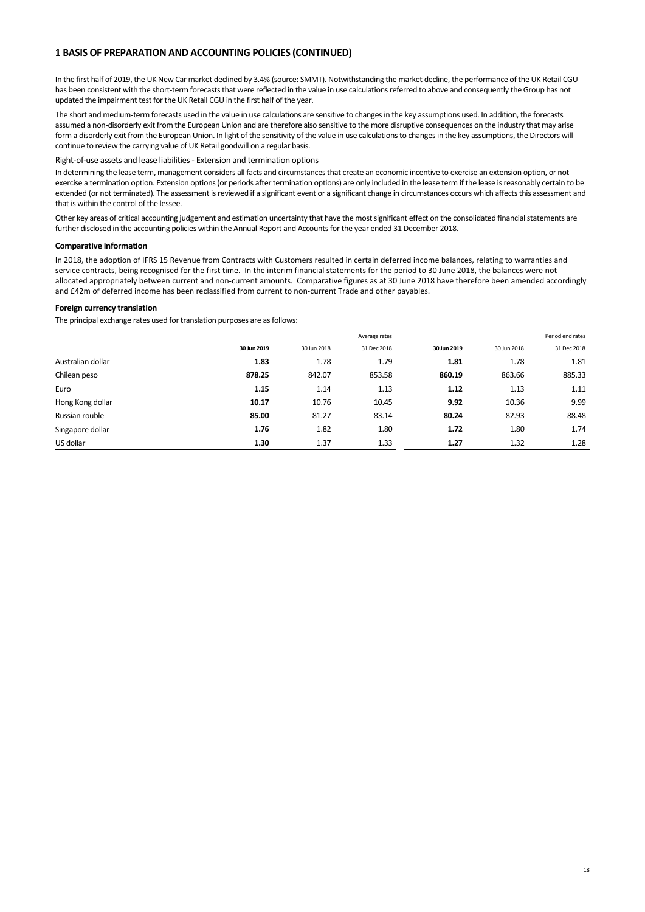## 1 BASIS OF PREPARATION AND ACCOUNTING POLICIES (CONTINUED)

In the first half of 2019, the UK New Car market declined by 3.4% (source: SMMT). Notwithstanding the market decline, the performance of the UK Retail CGU has been consistent with the short-term forecasts that were reflected in the value in use calculations referred to above and consequently the Group has not updated the impairment test for the UK Retail CGU in the first half of the year.

The short and medium-term forecasts used in the value in use calculations are sensitive to changes in the key assumptions used. In addition, the forecasts assumed a non-disorderly exit from the European Union and are therefore also sensitive to the more disruptive consequences on the industry that may arise form a disorderly exit from the European Union. In light of the sensitivity of the value in use calculations to changes in the key assumptions, the Directors will continue to review the carrying value of UK Retail goodwill on a regular basis.

Right-of-use assets and lease liabilities - Extension and termination options

In determining the lease term, management considers all facts and circumstances that create an economic incentive to exercise an extension option, or not exercise a termination option. Extension options (or periods after termination options) are only included in the lease term if the lease is reasonably certain to be extended (or not terminated). The assessment is reviewed if a significant event or a significant change in circumstances occurs which affects this assessment and that is within the control of the lessee.

Other key areas of critical accounting judgement and estimation uncertainty that have the most significant effect on the consolidated financial statements are further disclosed in the accounting policies within the Annual Report and Accounts for the year ended 31 December 2018.

**Comparative information**

In 2018, the adoption of IFRS 15 Revenue from Contracts with Customers resulted in certain deferred income balances, relating to warranties and service contracts, being recognised for the first time. In the interim financial statements for the period to 30 June 2018, the balances were not allocated appropriately between current and non-current amounts. Comparative figures as at 30 June 2018 have therefore been amended accordingly and £42m of deferred income has been reclassified from current to non-current Trade and other payables.

**Foreign currency translation**

The principal exchange rates used for translation purposes are as follows:

| | Average rates | | | Period end rates | | |
|---|---|---|---|---|---|---|
| | **30 Jun 2019** | 30 Jun 2018 | 31 Dec 2018 | **30 Jun 2019** | 30 Jun 2018 | 31 Dec 2018 |
| Australian dollar | **1.83** | 1.78 | 1.79 | **1.81** | 1.78 | 1.81 |
| Chilean peso | **878.25** | 842.07 | 853.58 | **860.19** | 863.66 | 885.33 |
| Euro | **1.15** | 1.14 | 1.13 | **1.12** | 1.13 | 1.11 |
| Hong Kong dollar | **10.17** | 10.76 | 10.45 | **9.92** | 10.36 | 9.99 |
| Russian rouble | **85.00** | 81.27 | 83.14 | **80.24** | 82.93 | 88.48 |
| Singapore dollar | **1.76** | 1.82 | 1.80 | **1.72** | 1.80 | 1.74 |
| US dollar | **1.30** | 1.37 | 1.33 | **1.27** | 1.32 | 1.28 |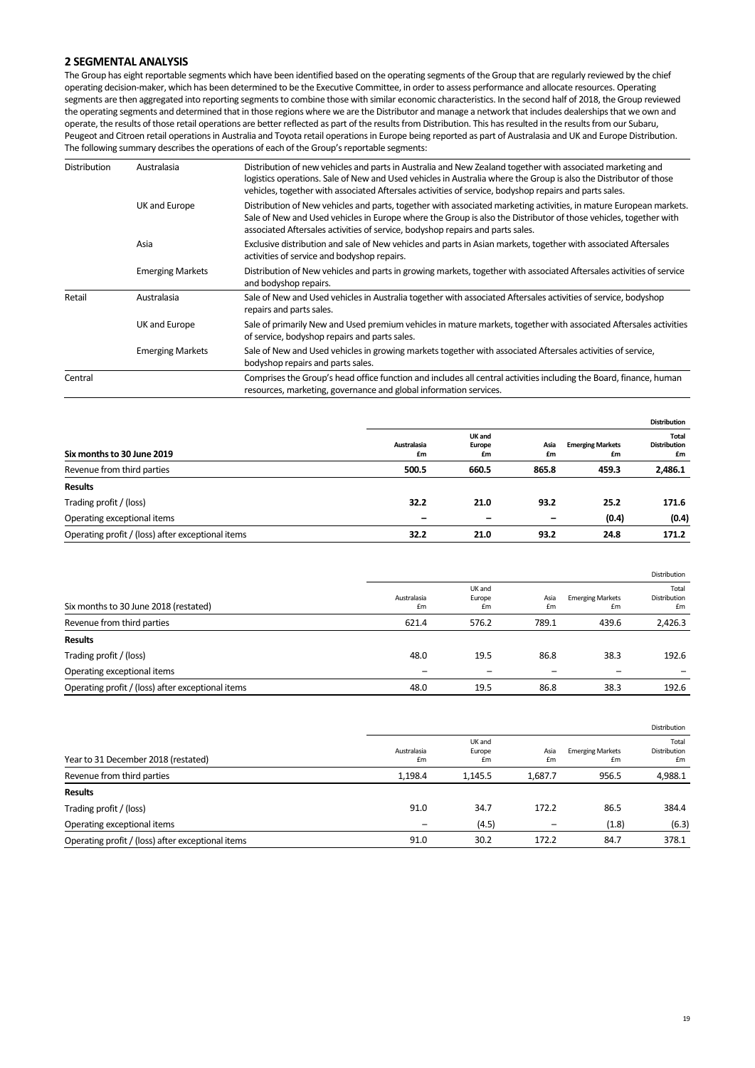## 2 SEGMENTAL ANALYSIS

The Group has eight reportable segments which have been identified based on the operating segments of the Group that are regularly reviewed by the chief operating decision-maker, which has been determined to be the Executive Committee, in order to assess performance and allocate resources. Operating segments are then aggregated into reporting segments to combine those with similar economic characteristics. In the second half of 2018, the Group reviewed the operating segments and determined that in those regions where we are the Distributor and manage a network that includes dealerships that we own and operate, the results of those retail operations are better reflected as part of the results from Distribution. This has resulted in the results from our Subaru, Peugeot and Citroen retail operations in Australia and Toyota retail operations in Europe being reported as part of Australasia and UK and Europe Distribution. The following summary describes the operations of each of the Group's reportable segments:

| | | |
|---|---|---|
| Distribution | Australasia | Distribution of new vehicles and parts in Australia and New Zealand together with associated marketing and logistics operations. Sale of New and Used vehicles in Australia where the Group is also the Distributor of those vehicles, together with associated Aftersales activities of service, bodyshop repairs and parts sales. |
| | UK and Europe | Distribution of New vehicles and parts, together with associated marketing activities, in mature European markets. Sale of New and Used vehicles in Europe where the Group is also the Distributor of those vehicles, together with associated Aftersales activities of service, bodyshop repairs and parts sales. |
| | Asia | Exclusive distribution and sale of New vehicles and parts in Asian markets, together with associated Aftersales activities of service and bodyshop repairs. |
| | Emerging Markets | Distribution of New vehicles and parts in growing markets, together with associated Aftersales activities of service and bodyshop repairs. |
| Retail | Australasia | Sale of New and Used vehicles in Australia together with associated Aftersales activities of service, bodyshop repairs and parts sales. |
| | UK and Europe | Sale of primarily New and Used premium vehicles in mature markets, together with associated Aftersales activities of service, bodyshop repairs and parts sales. |
| | Emerging Markets | Sale of New and Used vehicles in growing markets together with associated Aftersales activities of service, bodyshop repairs and parts sales. |
| Central | | Comprises the Group's head office function and includes all central activities including the Board, finance, human resources, marketing, governance and global information services. |

| | | | | | **Distribution** |
|---|---|---|---|---|---|
| **Six months to 30 June 2019** | **Australasia £m** | **UK and Europe £m** | **Asia £m** | **Emerging Markets £m** | **Total Distribution £m** |
| Revenue from third parties | **500.5** | **660.5** | **865.8** | **459.3** | **2,486.1** |
| **Results** | | | | | |
| Trading profit / (loss) | **32.2** | **21.0** | **93.2** | **25.2** | **171.6** |
| Operating exceptional items | **–** | **–** | **–** | **(0.4)** | **(0.4)** |
| Operating profit / (loss) after exceptional items | **32.2** | **21.0** | **93.2** | **24.8** | **171.2** |

| | | | | | Distribution |
|---|---|---|---|---|---|
| Six months to 30 June 2018 (restated) | Australasia £m | UK and Europe £m | Asia £m | Emerging Markets £m | Total Distribution £m |
| Revenue from third parties | 621.4 | 576.2 | 789.1 | 439.6 | 2,426.3 |
| **Results** | | | | | |
| Trading profit / (loss) | 48.0 | 19.5 | 86.8 | 38.3 | 192.6 |
| Operating exceptional items | – | – | – | – | – |
| Operating profit / (loss) after exceptional items | 48.0 | 19.5 | 86.8 | 38.3 | 192.6 |

| | | | | | Distribution |
|---|---|---|---|---|---|
| Year to 31 December 2018 (restated) | Australasia £m | UK and Europe £m | Asia £m | Emerging Markets £m | Total Distribution £m |
| Revenue from third parties | 1,198.4 | 1,145.5 | 1,687.7 | 956.5 | 4,988.1 |
| **Results** | | | | | |
| Trading profit / (loss) | 91.0 | 34.7 | 172.2 | 86.5 | 384.4 |
| Operating exceptional items | – | (4.5) | – | (1.8) | (6.3) |
| Operating profit / (loss) after exceptional items | 91.0 | 30.2 | 172.2 | 84.7 | 378.1 |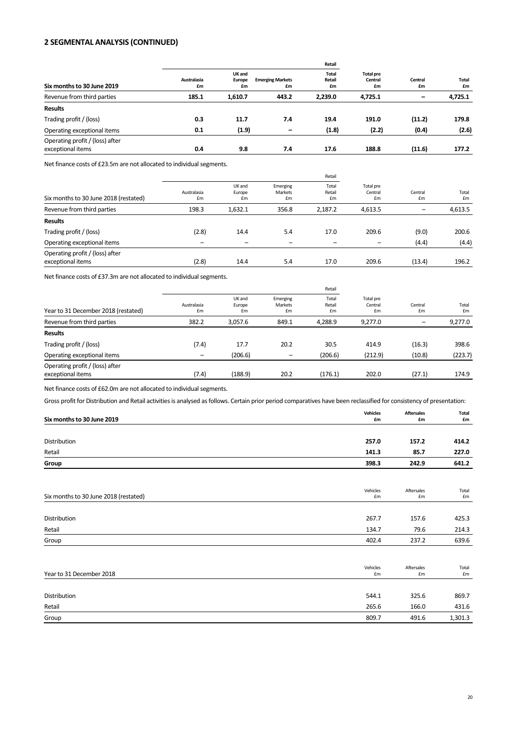## 2 SEGMENTAL ANALYSIS (CONTINUED)

| | | | Retail | | | | |
|---|---|---|---|---|---|---|---|
| **Six months to 30 June 2019** | **Australasia £m** | **UK and Europe £m** | **Emerging Markets £m** | **Total Retail £m** | **Total pre Central £m** | **Central £m** | **Total £m** |
| Revenue from third parties | **185.1** | **1,610.7** | **443.2** | **2,239.0** | **4,725.1** | **–** | **4,725.1** |
| **Results** | | | | | | | |
| Trading profit / (loss) | **0.3** | **11.7** | **7.4** | **19.4** | **191.0** | **(11.2)** | **179.8** |
| Operating exceptional items | **0.1** | **(1.9)** | **–** | **(1.8)** | **(2.2)** | **(0.4)** | **(2.6)** |
| Operating profit / (loss) after exceptional items | **0.4** | **9.8** | **7.4** | **17.6** | **188.8** | **(11.6)** | **177.2** |

Net finance costs of £23.5m are not allocated to individual segments.

| | | | Retail | | | | |
|---|---|---|---|---|---|---|---|
| Six months to 30 June 2018 (restated) | Australasia £m | UK and Europe £m | Emerging Markets £m | Total Retail £m | Total pre Central £m | Central £m | Total £m |
| Revenue from third parties | 198.3 | 1,632.1 | 356.8 | 2,187.2 | 4,613.5 | – | 4,613.5 |
| **Results** | | | | | | | |
| Trading profit / (loss) | (2.8) | 14.4 | 5.4 | 17.0 | 209.6 | (9.0) | 200.6 |
| Operating exceptional items | – | – | – | – | – | (4.4) | (4.4) |
| Operating profit / (loss) after exceptional items | (2.8) | 14.4 | 5.4 | 17.0 | 209.6 | (13.4) | 196.2 |

Net finance costs of £37.3m are not allocated to individual segments.

| | | | Retail | | | | |
|---|---|---|---|---|---|---|---|
| Year to 31 December 2018 (restated) | Australasia £m | UK and Europe £m | Emerging Markets £m | Total Retail £m | Total pre Central £m | Central £m | Total £m |
| Revenue from third parties | 382.2 | 3,057.6 | 849.1 | 4,288.9 | 9,277.0 | – | 9,277.0 |
| **Results** | | | | | | | |
| Trading profit / (loss) | (7.4) | 17.7 | 20.2 | 30.5 | 414.9 | (16.3) | 398.6 |
| Operating exceptional items | – | (206.6) | – | (206.6) | (212.9) | (10.8) | (223.7) |
| Operating profit / (loss) after exceptional items | (7.4) | (188.9) | 20.2 | (176.1) | 202.0 | (27.1) | 174.9 |

Net finance costs of £62.0m are not allocated to individual segments.

Gross profit for Distribution and Retail activities is analysed as follows. Certain prior period comparatives have been reclassified for consistency of presentation:

| **Six months to 30 June 2019** | **Vehicles £m** | **Aftersales £m** | **Total £m** |
|---|---|---|---|
| Distribution | **257.0** | **157.2** | **414.2** |
| Retail | **141.3** | **85.7** | **227.0** |
| **Group** | **398.3** | **242.9** | **641.2** |

| Six months to 30 June 2018 (restated) | Vehicles £m | Aftersales £m | Total £m |
|---|---|---|---|
| Distribution | 267.7 | 157.6 | 425.3 |
| Retail | 134.7 | 79.6 | 214.3 |
| Group | 402.4 | 237.2 | 639.6 |

| Year to 31 December 2018 | Vehicles £m | Aftersales £m | Total £m |
|---|---|---|---|
| Distribution | 544.1 | 325.6 | 869.7 |
| Retail | 265.6 | 166.0 | 431.6 |
| Group | 809.7 | 491.6 | 1,301.3 |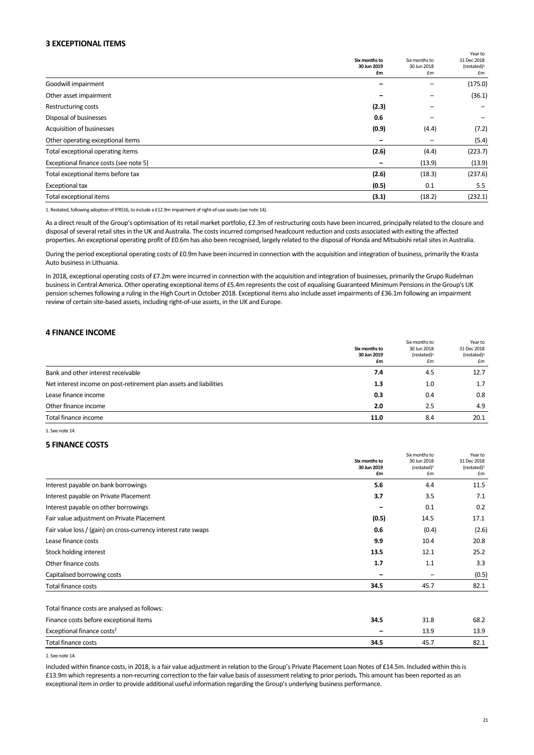## 3 EXCEPTIONAL ITEMS

| | Six months to 30 Jun 2019 £m | Six months to 30 Jun 2018 £m | Year to 31 Dec 2018 (restated)[1] £m |
|---|---|---|---|
| Goodwill impairment | – | – | (175.0) |
| Other asset impairment | – | – | (36.1) |
| Restructuring costs | (2.3) | – | – |
| Disposal of businesses | 0.6 | – | – |
| Acquisition of businesses | (0.9) | (4.4) | (7.2) |
| Other operating exceptional items | – | – | (5.4) |
| Total exceptional operating items | (2.6) | (4.4) | (223.7) |
| Exceptional finance costs (see note 5) | – | (13.9) | (13.9) |
| Total exceptional items before tax | (2.6) | (18.3) | (237.6) |
| Exceptional tax | (0.5) | 0.1 | 5.5 |
| Total exceptional items | (3.1) | (18.2) | (232.1) |

1. Restated, following adoption of IFRS16, to include a £12.9m impairment of right-of-use assets (see note 14).

As a direct result of the Group's optimisation of its retail market portfolio, £2.3m of restructuring costs have been incurred, principally related to the closure and disposal of several retail sites in the UK and Australia. The costs incurred comprised headcount reduction and costs associated with exiting the affected properties. An exceptional operating profit of £0.6m has also been recognised, largely related to the disposal of Honda and Mitsubishi retail sites in Australia.

During the period exceptional operating costs of £0.9m have been incurred in connection with the acquisition and integration of business, primarily the Krasta Auto business in Lithuania.

In 2018, exceptional operating costs of £7.2m were incurred in connection with the acquisition and integration of businesses, primarily the Grupo Rudelman business in Central America. Other operating exceptional items of £5.4m represents the cost of equalising Guaranteed Minimum Pensions in the Group's UK pension schemes following a ruling in the High Court in October 2018. Exceptional items also include asset impairments of £36.1m following an impairment review of certain site-based assets, including right-of-use assets, in the UK and Europe.

## 4 FINANCE INCOME

| | Six months to 30 Jun 2019 £m | Six months to 30 Jun 2018 (restated)[1] £m | Year to 31 Dec 2018 (restated)[1] £m |
|---|---|---|---|
| Bank and other interest receivable | 7.4 | 4.5 | 12.7 |
| Net interest income on post-retirement plan assets and liabilities | 1.3 | 1.0 | 1.7 |
| Lease finance income | 0.3 | 0.4 | 0.8 |
| Other finance income | 2.0 | 2.5 | 4.9 |
| Total finance income | 11.0 | 8.4 | 20.1 |

1. See note 14.

## 5 FINANCE COSTS

| | Six months to 30 Jun 2019 £m | Six months to 30 Jun 2018 (restated)[1] £m | Year to 31 Dec 2018 (restated)[1] £m |
|---|---|---|---|
| Interest payable on bank borrowings | 5.6 | 4.4 | 11.5 |
| Interest payable on Private Placement | 3.7 | 3.5 | 7.1 |
| Interest payable on other borrowings | – | 0.1 | 0.2 |
| Fair value adjustment on Private Placement | (0.5) | 14.5 | 17.1 |
| Fair value loss / (gain) on cross-currency interest rate swaps | 0.6 | (0.4) | (2.6) |
| Lease finance costs | 9.9 | 10.4 | 20.8 |
| Stock holding interest | 13.5 | 12.1 | 25.2 |
| Other finance costs | 1.7 | 1.1 | 3.3 |
| Capitalised borrowing costs | – | – | (0.5) |
| Total finance costs | 34.5 | 45.7 | 82.1 |
| | | | |
| Total finance costs are analysed as follows: | | | |
| Finance costs before exceptional items | 34.5 | 31.8 | 68.2 |
| Exceptional finance costs[2] | – | 13.9 | 13.9 |
| Total finance costs | 34.5 | 45.7 | 82.1 |

1. See note 14.

Included within finance costs, in 2018, is a fair value adjustment in relation to the Group's Private Placement Loan Notes of £14.5m. Included within this is £13.9m which represents a non-recurring correction to the fair value basis of assessment relating to prior periods. This amount has been reported as an exceptional item in order to provide additional useful information regarding the Group's underlying business performance.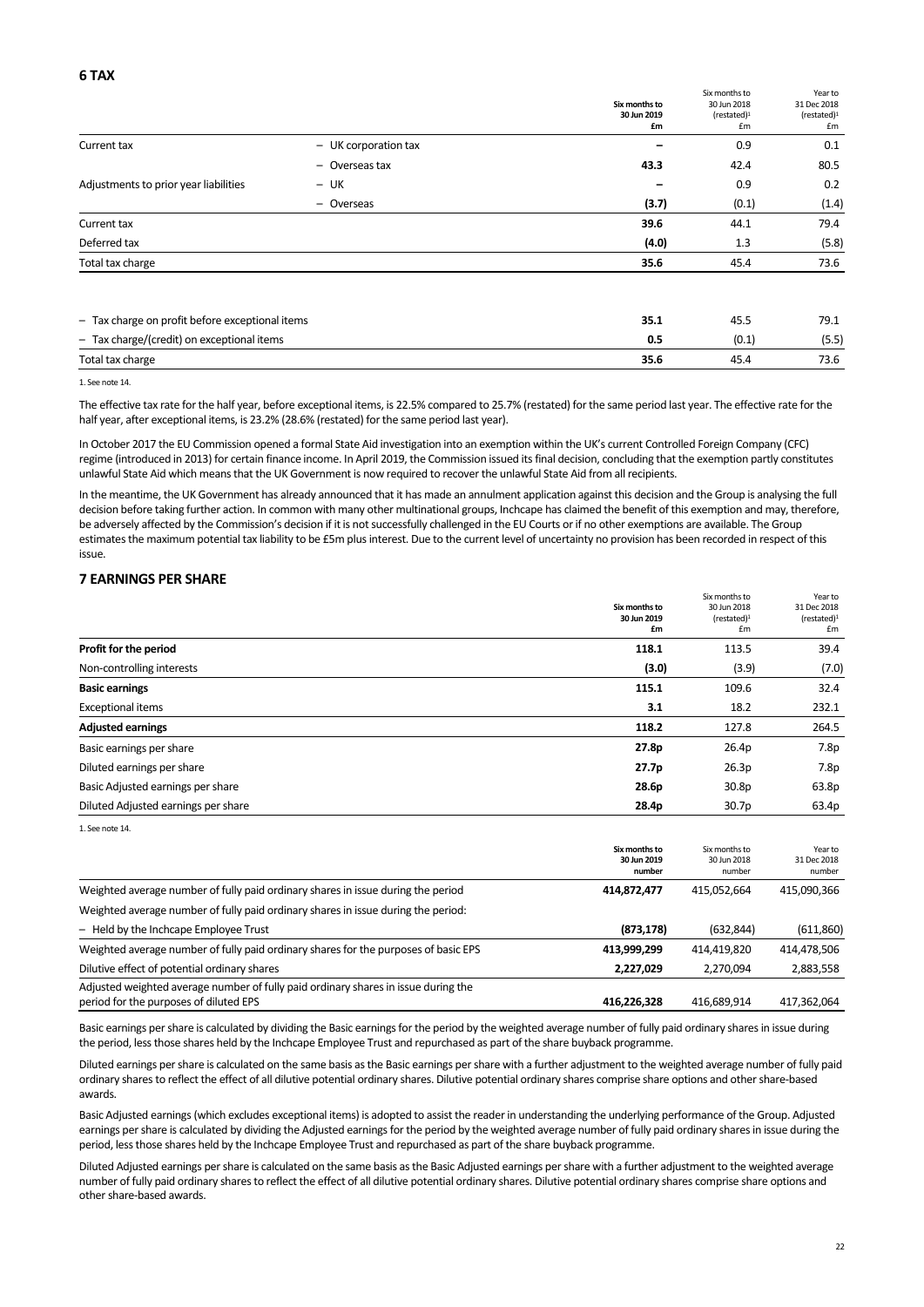## 6 TAX

| | | Six months to 30 Jun 2019 £m | Six months to 30 Jun 2018 (restated)[1] £m | Year to 31 Dec 2018 (restated)[1] £m |
|---|---|---|---|---|
| Current tax | – UK corporation tax | – | 0.9 | 0.1 |
| | – Overseas tax | **43.3** | 42.4 | 80.5 |
| Adjustments to prior year liabilities | – UK | – | 0.9 | 0.2 |
| | – Overseas | **(3.7)** | (0.1) | (1.4) |
| Current tax | | **39.6** | 44.1 | 79.4 |
| Deferred tax | | **(4.0)** | 1.3 | (5.8) |
| Total tax charge | | **35.6** | 45.4 | 73.6 |
| | | | | |
| – Tax charge on profit before exceptional items | | **35.1** | 45.5 | 79.1 |
| – Tax charge/(credit) on exceptional items | | **0.5** | (0.1) | (5.5) |
| Total tax charge | | **35.6** | 45.4 | 73.6 |

1. See note 14.

The effective tax rate for the half year, before exceptional items, is 22.5% compared to 25.7% (restated) for the same period last year. The effective rate for the half year, after exceptional items, is 23.2% (28.6% (restated) for the same period last year).

In October 2017 the EU Commission opened a formal State Aid investigation into an exemption within the UK's current Controlled Foreign Company (CFC) regime (introduced in 2013) for certain finance income. In April 2019, the Commission issued its final decision, concluding that the exemption partly constitutes unlawful State Aid which means that the UK Government is now required to recover the unlawful State Aid from all recipients.

In the meantime, the UK Government has already announced that it has made an annulment application against this decision and the Group is analysing the full decision before taking further action. In common with many other multinational groups, Inchcape has claimed the benefit of this exemption and may, therefore, be adversely affected by the Commission's decision if it is not successfully challenged in the EU Courts or if no other exemptions are available. The Group estimates the maximum potential tax liability to be £5m plus interest. Due to the current level of uncertainty no provision has been recorded in respect of this issue.

## 7 EARNINGS PER SHARE

| | Six months to 30 Jun 2019 £m | Six months to 30 Jun 2018 (restated)[1] £m | Year to 31 Dec 2018 (restated)[1] £m |
|---|---|---|---|
| **Profit for the period** | **118.1** | 113.5 | 39.4 |
| Non-controlling interests | **(3.0)** | (3.9) | (7.0) |
| **Basic earnings** | **115.1** | 109.6 | 32.4 |
| Exceptional items | **3.1** | 18.2 | 232.1 |
| **Adjusted earnings** | **118.2** | 127.8 | 264.5 |
| Basic earnings per share | **27.8p** | 26.4p | 7.8p |
| Diluted earnings per share | **27.7p** | 26.3p | 7.8p |
| Basic Adjusted earnings per share | **28.6p** | 30.8p | 63.8p |
| Diluted Adjusted earnings per share | **28.4p** | 30.7p | 63.4p |

1. See note 14.

| | Six months to 30 Jun 2019 number | Six months to 30 Jun 2018 number | Year to 31 Dec 2018 number |
|---|---|---|---|
| Weighted average number of fully paid ordinary shares in issue during the period | **414,872,477** | 415,052,664 | 415,090,366 |
| Weighted average number of fully paid ordinary shares in issue during the period: | | | |
| – Held by the Inchcape Employee Trust | **(873,178)** | (632,844) | (611,860) |
| Weighted average number of fully paid ordinary shares for the purposes of basic EPS | **413,999,299** | 414,419,820 | 414,478,506 |
| Dilutive effect of potential ordinary shares | **2,227,029** | 2,270,094 | 2,883,558 |
| Adjusted weighted average number of fully paid ordinary shares in issue during the period for the purposes of diluted EPS | **416,226,328** | 416,689,914 | 417,362,064 |

Basic earnings per share is calculated by dividing the Basic earnings for the period by the weighted average number of fully paid ordinary shares in issue during the period, less those shares held by the Inchcape Employee Trust and repurchased as part of the share buyback programme.

Diluted earnings per share is calculated on the same basis as the Basic earnings per share with a further adjustment to the weighted average number of fully paid ordinary shares to reflect the effect of all dilutive potential ordinary shares. Dilutive potential ordinary shares comprise share options and other share-based awards.

Basic Adjusted earnings (which excludes exceptional items) is adopted to assist the reader in understanding the underlying performance of the Group. Adjusted earnings per share is calculated by dividing the Adjusted earnings for the period by the weighted average number of fully paid ordinary shares in issue during the period, less those shares held by the Inchcape Employee Trust and repurchased as part of the share buyback programme.

Diluted Adjusted earnings per share is calculated on the same basis as the Basic Adjusted earnings per share with a further adjustment to the weighted average number of fully paid ordinary shares to reflect the effect of all dilutive potential ordinary shares. Dilutive potential ordinary shares comprise share options and other share-based awards.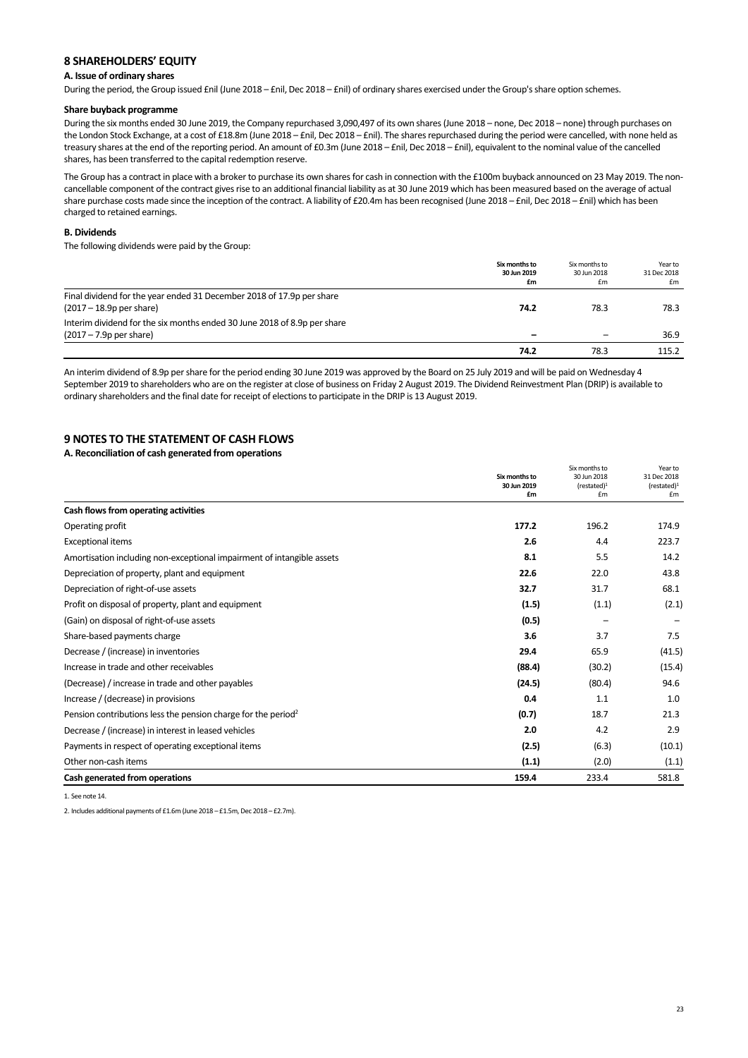## 8 SHAREHOLDERS' EQUITY

### A. Issue of ordinary shares

During the period, the Group issued £nil (June 2018 – £nil, Dec 2018 – £nil) of ordinary shares exercised under the Group's share option schemes.

### Share buyback programme

During the six months ended 30 June 2019, the Company repurchased 3,090,497 of its own shares (June 2018 – none, Dec 2018 – none) through purchases on the London Stock Exchange, at a cost of £18.8m (June 2018 – £nil, Dec 2018 – £nil). The shares repurchased during the period were cancelled, with none held as treasury shares at the end of the reporting period. An amount of £0.3m (June 2018 – £nil, Dec 2018 – £nil), equivalent to the nominal value of the cancelled shares, has been transferred to the capital redemption reserve.

The Group has a contract in place with a broker to purchase its own shares for cash in connection with the £100m buyback announced on 23 May 2019. The non-cancellable component of the contract gives rise to an additional financial liability as at 30 June 2019 which has been measured based on the average of actual share purchase costs made since the inception of the contract. A liability of £20.4m has been recognised (June 2018 – £nil, Dec 2018 – £nil) which has been charged to retained earnings.

### B. Dividends

The following dividends were paid by the Group:

| | **Six months to 30 Jun 2019 £m** | Six months to 30 Jun 2018 £m | Year to 31 Dec 2018 £m |
|---|---|---|---|
| Final dividend for the year ended 31 December 2018 of 17.9p per share (2017 – 18.9p per share) | **74.2** | 78.3 | 78.3 |
| Interim dividend for the six months ended 30 June 2018 of 8.9p per share (2017 – 7.9p per share) | **–** | – | 36.9 |
| | **74.2** | 78.3 | 115.2 |

An interim dividend of 8.9p per share for the period ending 30 June 2019 was approved by the Board on 25 July 2019 and will be paid on Wednesday 4 September 2019 to shareholders who are on the register at close of business on Friday 2 August 2019. The Dividend Reinvestment Plan (DRIP) is available to ordinary shareholders and the final date for receipt of elections to participate in the DRIP is 13 August 2019.

## 9 NOTES TO THE STATEMENT OF CASH FLOWS

### A. Reconciliation of cash generated from operations

| | **Six months to 30 Jun 2019 £m** | Six months to 30 Jun 2018 (restated)[1] £m | Year to 31 Dec 2018 (restated)[1] £m |
|---|---|---|---|
| **Cash flows from operating activities** | | | |
| Operating profit | **177.2** | 196.2 | 174.9 |
| Exceptional items | **2.6** | 4.4 | 223.7 |
| Amortisation including non-exceptional impairment of intangible assets | **8.1** | 5.5 | 14.2 |
| Depreciation of property, plant and equipment | **22.6** | 22.0 | 43.8 |
| Depreciation of right-of-use assets | **32.7** | 31.7 | 68.1 |
| Profit on disposal of property, plant and equipment | **(1.5)** | (1.1) | (2.1) |
| (Gain) on disposal of right-of-use assets | **(0.5)** | – | – |
| Share-based payments charge | **3.6** | 3.7 | 7.5 |
| Decrease / (increase) in inventories | **29.4** | 65.9 | (41.5) |
| Increase in trade and other receivables | **(88.4)** | (30.2) | (15.4) |
| (Decrease) / increase in trade and other payables | **(24.5)** | (80.4) | 94.6 |
| Increase / (decrease) in provisions | **0.4** | 1.1 | 1.0 |
| Pension contributions less the pension charge for the period[2] | **(0.7)** | 18.7 | 21.3 |
| Decrease / (increase) in interest in leased vehicles | **2.0** | 4.2 | 2.9 |
| Payments in respect of operating exceptional items | **(2.5)** | (6.3) | (10.1) |
| Other non-cash items | **(1.1)** | (2.0) | (1.1) |
| **Cash generated from operations** | **159.4** | 233.4 | 581.8 |

1. See note 14.

2. Includes additional payments of £1.6m (June 2018 – £1.5m, Dec 2018 – £2.7m).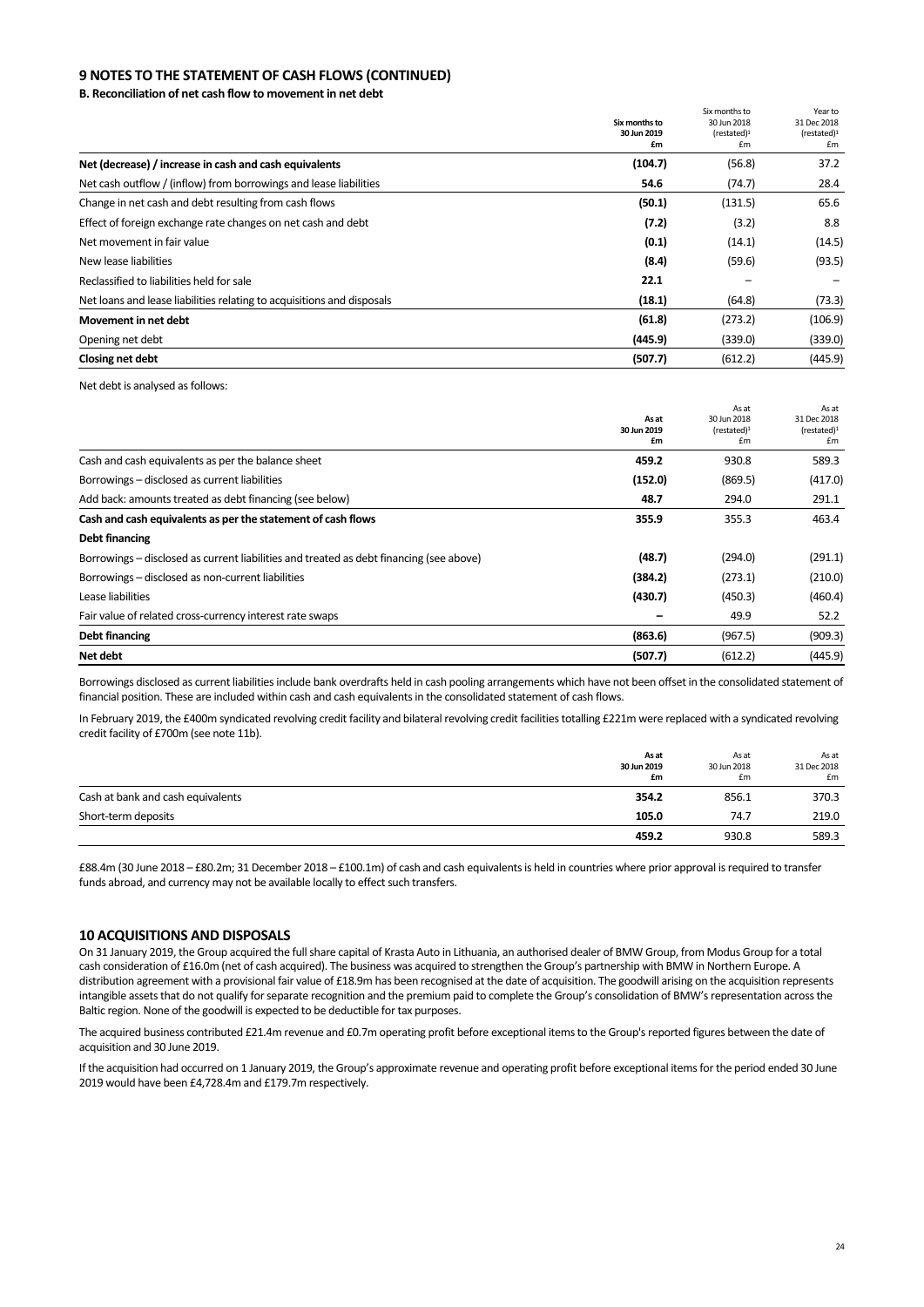## 9 NOTES TO THE STATEMENT OF CASH FLOWS (CONTINUED)

### B. Reconciliation of net cash flow to movement in net debt

| | Six months to 30 Jun 2019 £m | Six months to 30 Jun 2018 (restated)[1] £m | Year to 31 Dec 2018 (restated)[1] £m |
|---|---|---|---|
| **Net (decrease) / increase in cash and cash equivalents** | **(104.7)** | (56.8) | 37.2 |
| Net cash outflow / (inflow) from borrowings and lease liabilities | **54.6** | (74.7) | 28.4 |
| Change in net cash and debt resulting from cash flows | **(50.1)** | (131.5) | 65.6 |
| Effect of foreign exchange rate changes on net cash and debt | **(7.2)** | (3.2) | 8.8 |
| Net movement in fair value | **(0.1)** | (14.1) | (14.5) |
| New lease liabilities | **(8.4)** | (59.6) | (93.5) |
| Reclassified to liabilities held for sale | **22.1** | – | – |
| Net loans and lease liabilities relating to acquisitions and disposals | **(18.1)** | (64.8) | (73.3) |
| **Movement in net debt** | **(61.8)** | (273.2) | (106.9) |
| Opening net debt | **(445.9)** | (339.0) | (339.0) |
| **Closing net debt** | **(507.7)** | (612.2) | (445.9) |

Net debt is analysed as follows:

| | As at 30 Jun 2019 £m | As at 30 Jun 2018 (restated)[1] £m | As at 31 Dec 2018 (restated)[1] £m |
|---|---|---|---|
| Cash and cash equivalents as per the balance sheet | **459.2** | 930.8 | 589.3 |
| Borrowings – disclosed as current liabilities | **(152.0)** | (869.5) | (417.0) |
| Add back: amounts treated as debt financing (see below) | **48.7** | 294.0 | 291.1 |
| **Cash and cash equivalents as per the statement of cash flows** | **355.9** | 355.3 | 463.4 |
| **Debt financing** | | | |
| Borrowings – disclosed as current liabilities and treated as debt financing (see above) | **(48.7)** | (294.0) | (291.1) |
| Borrowings – disclosed as non-current liabilities | **(384.2)** | (273.1) | (210.0) |
| Lease liabilities | **(430.7)** | (450.3) | (460.4) |
| Fair value of related cross-currency interest rate swaps | **–** | 49.9 | 52.2 |
| **Debt financing** | **(863.6)** | (967.5) | (909.3) |
| **Net debt** | **(507.7)** | (612.2) | (445.9) |

Borrowings disclosed as current liabilities include bank overdrafts held in cash pooling arrangements which have not been offset in the consolidated statement of financial position. These are included within cash and cash equivalents in the consolidated statement of cash flows.

In February 2019, the £400m syndicated revolving credit facility and bilateral revolving credit facilities totalling £221m were replaced with a syndicated revolving credit facility of £700m (see note 11b).

| | As at 30 Jun 2019 £m | As at 30 Jun 2018 £m | As at 31 Dec 2018 £m |
|---|---|---|---|
| Cash at bank and cash equivalents | **354.2** | 856.1 | 370.3 |
| Short-term deposits | **105.0** | 74.7 | 219.0 |
| | **459.2** | 930.8 | 589.3 |

£88.4m (30 June 2018 – £80.2m; 31 December 2018 – £100.1m) of cash and cash equivalents is held in countries where prior approval is required to transfer funds abroad, and currency may not be available locally to effect such transfers.

## 10 ACQUISITIONS AND DISPOSALS

On 31 January 2019, the Group acquired the full share capital of Krasta Auto in Lithuania, an authorised dealer of BMW Group, from Modus Group for a total cash consideration of £16.0m (net of cash acquired). The business was acquired to strengthen the Group's partnership with BMW in Northern Europe. A distribution agreement with a provisional fair value of £18.9m has been recognised at the date of acquisition. The goodwill arising on the acquisition represents intangible assets that do not qualify for separate recognition and the premium paid to complete the Group's consolidation of BMW's representation across the Baltic region. None of the goodwill is expected to be deductible for tax purposes.

The acquired business contributed £21.4m revenue and £0.7m operating profit before exceptional items to the Group's reported figures between the date of acquisition and 30 June 2019.

If the acquisition had occurred on 1 January 2019, the Group's approximate revenue and operating profit before exceptional items for the period ended 30 June 2019 would have been £4,728.4m and £179.7m respectively.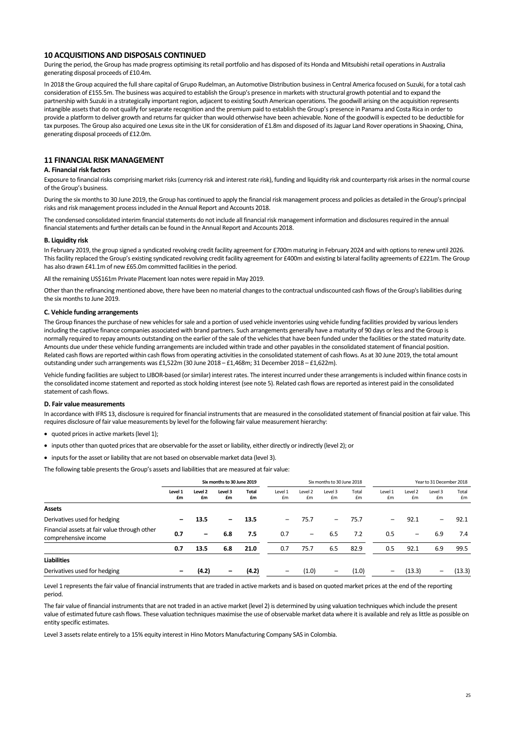## 10 ACQUISITIONS AND DISPOSALS CONTINUED

During the period, the Group has made progress optimising its retail portfolio and has disposed of its Honda and Mitsubishi retail operations in Australia generating disposal proceeds of £10.4m.

In 2018 the Group acquired the full share capital of Grupo Rudelman, an Automotive Distribution business in Central America focused on Suzuki, for a total cash consideration of £155.5m. The business was acquired to establish the Group's presence in markets with structural growth potential and to expand the partnership with Suzuki in a strategically important region, adjacent to existing South American operations. The goodwill arising on the acquisition represents intangible assets that do not qualify for separate recognition and the premium paid to establish the Group's presence in Panama and Costa Rica in order to provide a platform to deliver growth and returns far quicker than would otherwise have been achievable. None of the goodwill is expected to be deductible for tax purposes. The Group also acquired one Lexus site in the UK for consideration of £1.8m and disposed of its Jaguar Land Rover operations in Shaoxing, China, generating disposal proceeds of £12.0m.

## 11 FINANCIAL RISK MANAGEMENT

### A. Financial risk factors

Exposure to financial risks comprising market risks (currency risk and interest rate risk), funding and liquidity risk and counterparty risk arises in the normal course of the Group's business.

During the six months to 30 June 2019, the Group has continued to apply the financial risk management process and policies as detailed in the Group's principal risks and risk management process included in the Annual Report and Accounts 2018.

The condensed consolidated interim financial statements do not include all financial risk management information and disclosures required in the annual financial statements and further details can be found in the Annual Report and Accounts 2018.

### B. Liquidity risk

In February 2019, the group signed a syndicated revolving credit facility agreement for £700m maturing in February 2024 and with options to renew until 2026. This facility replaced the Group's existing syndicated revolving credit facility agreement for £400m and existing bi lateral facility agreements of £221m. The Group has also drawn £41.1m of new £65.0m committed facilities in the period.

All the remaining US$161m Private Placement loan notes were repaid in May 2019.

Other than the refinancing mentioned above, there have been no material changes to the contractual undiscounted cash flows of the Group's liabilities during the six months to June 2019.

### C. Vehicle funding arrangements

The Group finances the purchase of new vehicles for sale and a portion of used vehicle inventories using vehicle funding facilities provided by various lenders including the captive finance companies associated with brand partners. Such arrangements generally have a maturity of 90 days or less and the Group is normally required to repay amounts outstanding on the earlier of the sale of the vehicles that have been funded under the facilities or the stated maturity date. Amounts due under these vehicle funding arrangements are included within trade and other payables in the consolidated statement of financial position. Related cash flows are reported within cash flows from operating activities in the consolidated statement of cash flows. As at 30 June 2019, the total amount outstanding under such arrangements was £1,522m (30 June 2018 – £1,468m; 31 December 2018 – £1,622m).

Vehicle funding facilities are subject to LIBOR-based (or similar) interest rates. The interest incurred under these arrangements is included within finance costs in the consolidated income statement and reported as stock holding interest (see note 5). Related cash flows are reported as interest paid in the consolidated statement of cash flows.

### D. Fair value measurements

In accordance with IFRS 13, disclosure is required for financial instruments that are measured in the consolidated statement of financial position at fair value. This requires disclosure of fair value measurements by level for the following fair value measurement hierarchy:

- quoted prices in active markets (level 1);
- inputs other than quoted prices that are observable for the asset or liability, either directly or indirectly (level 2); or
- inputs for the asset or liability that are not based on observable market data (level 3).

The following table presents the Group's assets and liabilities that are measured at fair value:

| | Six months to 30 June 2019 | | | | Six months to 30 June 2018 | | | | Year to 31 December 2018 | | | |
|---|---|---|---|---|---|---|---|---|---|---|---|---|
| | Level 1 £m | Level 2 £m | Level 3 £m | Total £m | Level 1 £m | Level 2 £m | Level 3 £m | Total £m | Level 1 £m | Level 2 £m | Level 3 £m | Total £m |
| **Assets** | | | | | | | | | | | | |
| Derivatives used for hedging | – | 13.5 | – | 13.5 | – | 75.7 | – | 75.7 | – | 92.1 | – | 92.1 |
| Financial assets at fair value through other comprehensive income | 0.7 | – | 6.8 | 7.5 | 0.7 | – | 6.5 | 7.2 | 0.5 | – | 6.9 | 7.4 |
| | 0.7 | 13.5 | 6.8 | 21.0 | 0.7 | 75.7 | 6.5 | 82.9 | 0.5 | 92.1 | 6.9 | 99.5 |
| **Liabilities** | | | | | | | | | | | | |
| Derivatives used for hedging | – | (4.2) | – | (4.2) | – | (1.0) | – | (1.0) | – | (13.3) | – | (13.3) |

Level 1 represents the fair value of financial instruments that are traded in active markets and is based on quoted market prices at the end of the reporting period.

The fair value of financial instruments that are not traded in an active market (level 2) is determined by using valuation techniques which include the present value of estimated future cash flows. These valuation techniques maximise the use of observable market data where it is available and rely as little as possible on entity specific estimates.

Level 3 assets relate entirely to a 15% equity interest in Hino Motors Manufacturing Company SAS in Colombia.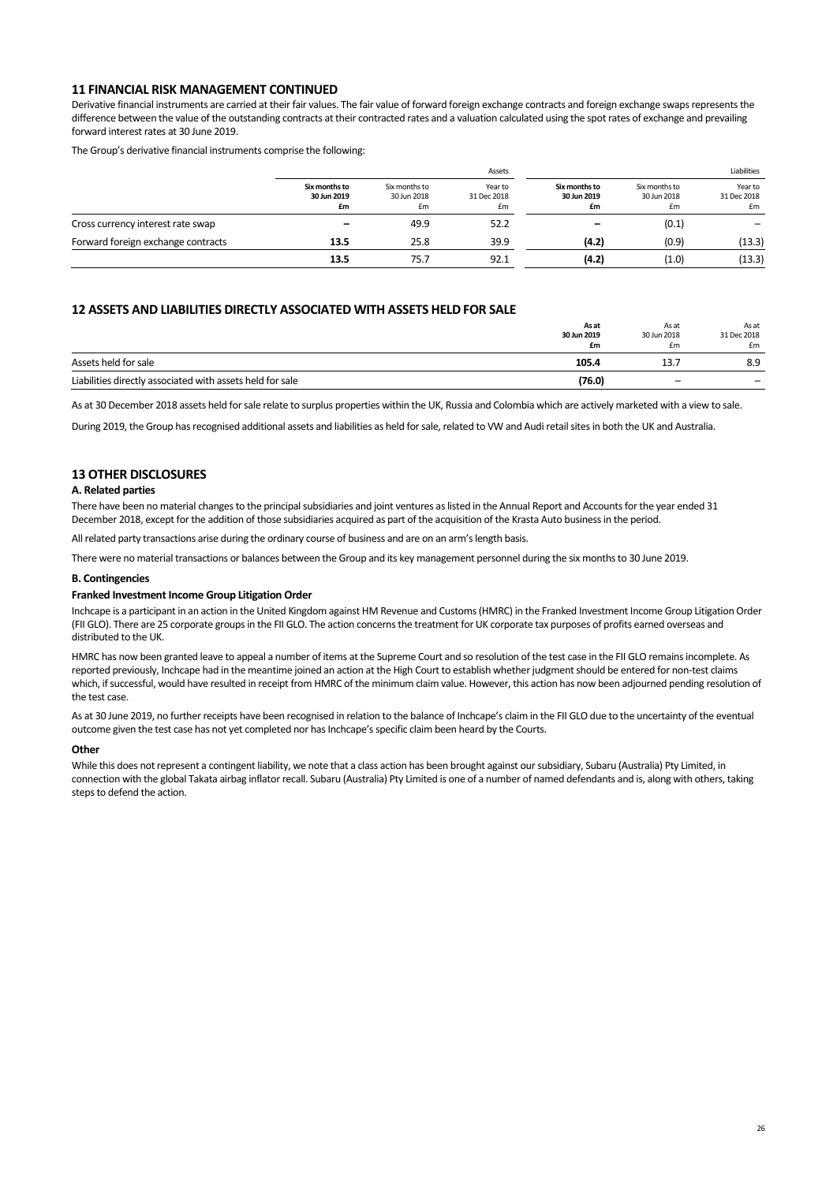## 11 FINANCIAL RISK MANAGEMENT CONTINUED

Derivative financial instruments are carried at their fair values. The fair value of forward foreign exchange contracts and foreign exchange swaps represents the difference between the value of the outstanding contracts at their contracted rates and a valuation calculated using the spot rates of exchange and prevailing forward interest rates at 30 June 2019.

The Group's derivative financial instruments comprise the following:

| | Assets | | | Liabilities | | |
|---|---|---|---|---|---|---|
| | **Six months to 30 Jun 2019 £m** | Six months to 30 Jun 2018 £m | Year to 31 Dec 2018 £m | **Six months to 30 Jun 2019 £m** | Six months to 30 Jun 2018 £m | Year to 31 Dec 2018 £m |
| Cross currency interest rate swap | **–** | 49.9 | 52.2 | **–** | (0.1) | – |
| Forward foreign exchange contracts | **13.5** | 25.8 | 39.9 | **(4.2)** | (0.9) | (13.3) |
| | **13.5** | 75.7 | 92.1 | **(4.2)** | (1.0) | (13.3) |

## 12 ASSETS AND LIABILITIES DIRECTLY ASSOCIATED WITH ASSETS HELD FOR SALE

| | **As at 30 Jun 2019 £m** | As at 30 Jun 2018 £m | As at 31 Dec 2018 £m |
|---|---|---|---|
| Assets held for sale | **105.4** | 13.7 | 8.9 |
| Liabilities directly associated with assets held for sale | **(76.0)** | – | – |

As at 30 December 2018 assets held for sale relate to surplus properties within the UK, Russia and Colombia which are actively marketed with a view to sale.

During 2019, the Group has recognised additional assets and liabilities as held for sale, related to VW and Audi retail sites in both the UK and Australia.

## 13 OTHER DISCLOSURES

### A. Related parties

There have been no material changes to the principal subsidiaries and joint ventures as listed in the Annual Report and Accounts for the year ended 31 December 2018, except for the addition of those subsidiaries acquired as part of the acquisition of the Krasta Auto business in the period.

All related party transactions arise during the ordinary course of business and are on an arm's length basis.

There were no material transactions or balances between the Group and its key management personnel during the six months to 30 June 2019.

### B. Contingencies

**Franked Investment Income Group Litigation Order**

Inchcape is a participant in an action in the United Kingdom against HM Revenue and Customs (HMRC) in the Franked Investment Income Group Litigation Order (FII GLO). There are 25 corporate groups in the FII GLO. The action concerns the treatment for UK corporate tax purposes of profits earned overseas and distributed to the UK.

HMRC has now been granted leave to appeal a number of items at the Supreme Court and so resolution of the test case in the FII GLO remains incomplete. As reported previously, Inchcape had in the meantime joined an action at the High Court to establish whether judgment should be entered for non-test claims which, if successful, would have resulted in receipt from HMRC of the minimum claim value. However, this action has now been adjourned pending resolution of the test case.

As at 30 June 2019, no further receipts have been recognised in relation to the balance of Inchcape's claim in the FII GLO due to the uncertainty of the eventual outcome given the test case has not yet completed nor has Inchcape's specific claim been heard by the Courts.

**Other**

While this does not represent a contingent liability, we note that a class action has been brought against our subsidiary, Subaru (Australia) Pty Limited, in connection with the global Takata airbag inflator recall. Subaru (Australia) Pty Limited is one of a number of named defendants and is, along with others, taking steps to defend the action.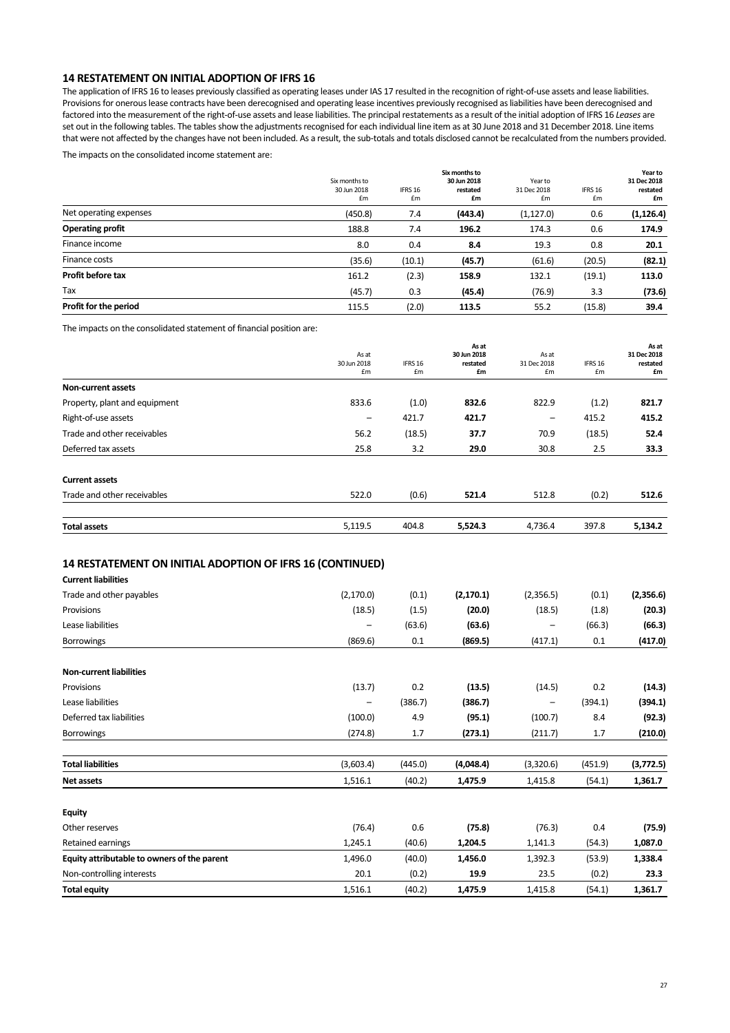## 14 RESTATEMENT ON INITIAL ADOPTION OF IFRS 16

The application of IFRS 16 to leases previously classified as operating leases under IAS 17 resulted in the recognition of right-of-use assets and lease liabilities. Provisions for onerous lease contracts have been derecognised and operating lease incentives previously recognised as liabilities have been derecognised and factored into the measurement of the right-of-use assets and lease liabilities. The principal restatements as a result of the initial adoption of IFRS 16 *Leases* are set out in the following tables. The tables show the adjustments recognised for each individual line item as at 30 June 2018 and 31 December 2018. Line items that were not affected by the changes have not been included. As a result, the sub-totals and totals disclosed cannot be recalculated from the numbers provided.

The impacts on the consolidated income statement are:

| | Six months to 30 Jun 2018 £m | IFRS 16 £m | **Six months to 30 Jun 2018 restated £m** | Year to 31 Dec 2018 £m | IFRS 16 £m | **Year to 31 Dec 2018 restated £m** |
|---|---|---|---|---|---|---|
| Net operating expenses | (450.8) | 7.4 | **(443.4)** | (1,127.0) | 0.6 | **(1,126.4)** |
| **Operating profit** | 188.8 | 7.4 | **196.2** | 174.3 | 0.6 | **174.9** |
| Finance income | 8.0 | 0.4 | **8.4** | 19.3 | 0.8 | **20.1** |
| Finance costs | (35.6) | (10.1) | **(45.7)** | (61.6) | (20.5) | **(82.1)** |
| **Profit before tax** | 161.2 | (2.3) | **158.9** | 132.1 | (19.1) | **113.0** |
| Tax | (45.7) | 0.3 | **(45.4)** | (76.9) | 3.3 | **(73.6)** |
| **Profit for the period** | 115.5 | (2.0) | **113.5** | 55.2 | (15.8) | **39.4** |

The impacts on the consolidated statement of financial position are:

| | As at 30 Jun 2018 £m | IFRS 16 £m | **As at 30 Jun 2018 restated £m** | As at 31 Dec 2018 £m | IFRS 16 £m | **As at 31 Dec 2018 restated £m** |
|---|---|---|---|---|---|---|
| **Non-current assets** | | | | | | |
| Property, plant and equipment | 833.6 | (1.0) | **832.6** | 822.9 | (1.2) | **821.7** |
| Right-of-use assets | – | 421.7 | **421.7** | – | 415.2 | **415.2** |
| Trade and other receivables | 56.2 | (18.5) | **37.7** | 70.9 | (18.5) | **52.4** |
| Deferred tax assets | 25.8 | 3.2 | **29.0** | 30.8 | 2.5 | **33.3** |
| **Current assets** | | | | | | |
| Trade and other receivables | 522.0 | (0.6) | **521.4** | 512.8 | (0.2) | **512.6** |
| **Total assets** | 5,119.5 | 404.8 | **5,524.3** | 4,736.4 | 397.8 | **5,134.2** |

## 14 RESTATEMENT ON INITIAL ADOPTION OF IFRS 16 (CONTINUED)

| | As at 30 Jun 2018 £m | IFRS 16 £m | **As at 30 Jun 2018 restated £m** | As at 31 Dec 2018 £m | IFRS 16 £m | **As at 31 Dec 2018 restated £m** |
|---|---|---|---|---|---|---|
| **Current liabilities** | | | | | | |
| Trade and other payables | (2,170.0) | (0.1) | **(2,170.1)** | (2,356.5) | (0.1) | **(2,356.6)** |
| Provisions | (18.5) | (1.5) | **(20.0)** | (18.5) | (1.8) | **(20.3)** |
| Lease liabilities | – | (63.6) | **(63.6)** | – | (66.3) | **(66.3)** |
| Borrowings | (869.6) | 0.1 | **(869.5)** | (417.1) | 0.1 | **(417.0)** |
| **Non-current liabilities** | | | | | | |
| Provisions | (13.7) | 0.2 | **(13.5)** | (14.5) | 0.2 | **(14.3)** |
| Lease liabilities | – | (386.7) | **(386.7)** | – | (394.1) | **(394.1)** |
| Deferred tax liabilities | (100.0) | 4.9 | **(95.1)** | (100.7) | 8.4 | **(92.3)** |
| Borrowings | (274.8) | 1.7 | **(273.1)** | (211.7) | 1.7 | **(210.0)** |
| **Total liabilities** | (3,603.4) | (445.0) | **(4,048.4)** | (3,320.6) | (451.9) | **(3,772.5)** |
| **Net assets** | 1,516.1 | (40.2) | **1,475.9** | 1,415.8 | (54.1) | **1,361.7** |
| **Equity** | | | | | | |
| Other reserves | (76.4) | 0.6 | **(75.8)** | (76.3) | 0.4 | **(75.9)** |
| Retained earnings | 1,245.1 | (40.6) | **1,204.5** | 1,141.3 | (54.3) | **1,087.0** |
| **Equity attributable to owners of the parent** | 1,496.0 | (40.0) | **1,456.0** | 1,392.3 | (53.9) | **1,338.4** |
| Non-controlling interests | 20.1 | (0.2) | **19.9** | 23.5 | (0.2) | **23.3** |
| **Total equity** | 1,516.1 | (40.2) | **1,475.9** | 1,415.8 | (54.1) | **1,361.7** |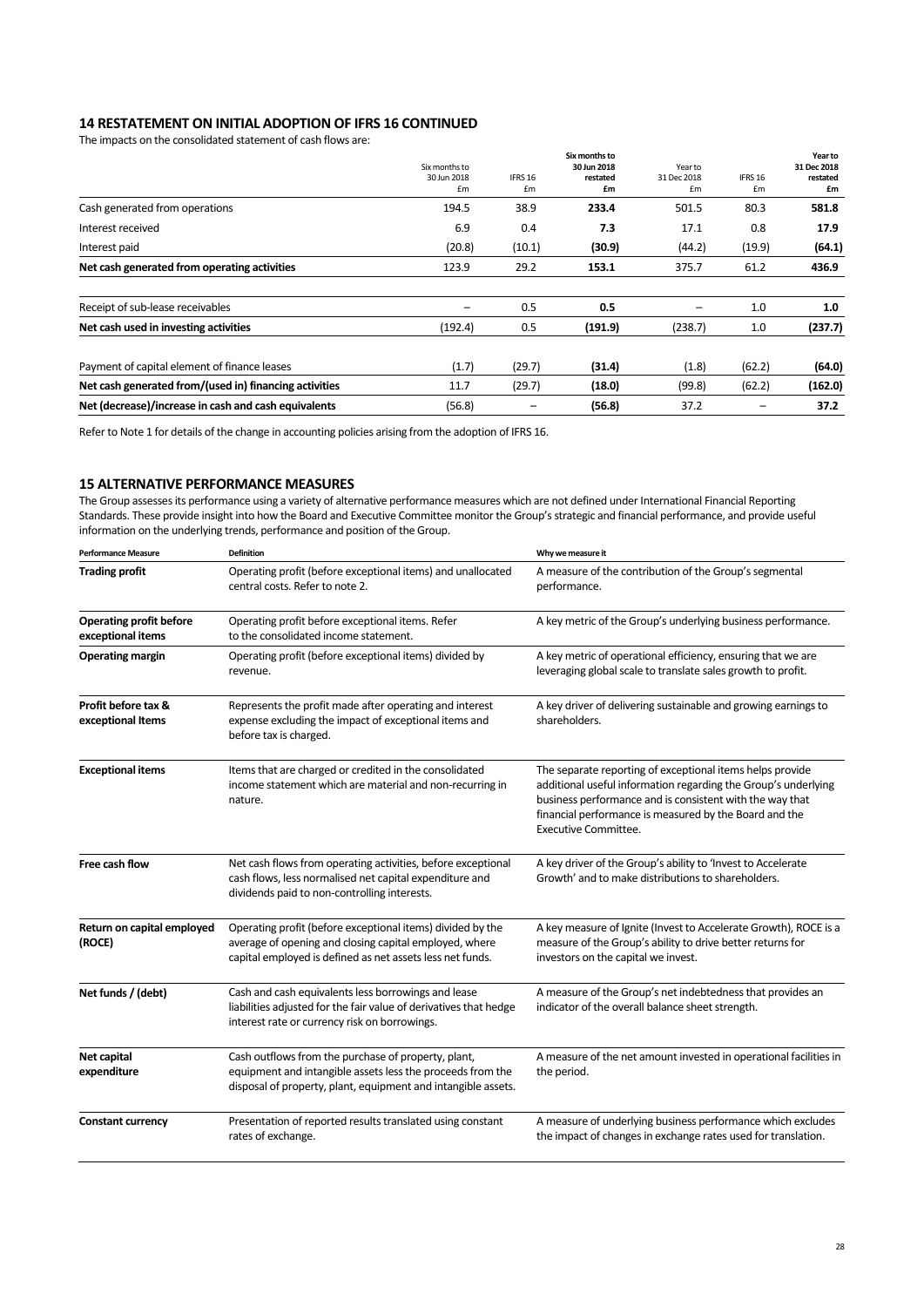## 14 RESTATEMENT ON INITIAL ADOPTION OF IFRS 16 CONTINUED

The impacts on the consolidated statement of cash flows are:

| | Six months to 30 Jun 2018 £m | IFRS 16 £m | **Six months to 30 Jun 2018 restated £m** | Year to 31 Dec 2018 £m | IFRS 16 £m | **Year to 31 Dec 2018 restated £m** |
|---|---|---|---|---|---|---|
| Cash generated from operations | 194.5 | 38.9 | **233.4** | 501.5 | 80.3 | **581.8** |
| Interest received | 6.9 | 0.4 | **7.3** | 17.1 | 0.8 | **17.9** |
| Interest paid | (20.8) | (10.1) | **(30.9)** | (44.2) | (19.9) | **(64.1)** |
| **Net cash generated from operating activities** | 123.9 | 29.2 | **153.1** | 375.7 | 61.2 | **436.9** |
| Receipt of sub-lease receivables | – | 0.5 | **0.5** | – | 1.0 | **1.0** |
| **Net cash used in investing activities** | (192.4) | 0.5 | **(191.9)** | (238.7) | 1.0 | **(237.7)** |
| Payment of capital element of finance leases | (1.7) | (29.7) | **(31.4)** | (1.8) | (62.2) | **(64.0)** |
| **Net cash generated from/(used in) financing activities** | 11.7 | (29.7) | **(18.0)** | (99.8) | (62.2) | **(162.0)** |
| **Net (decrease)/increase in cash and cash equivalents** | (56.8) | – | **(56.8)** | 37.2 | – | **37.2** |

Refer to Note 1 for details of the change in accounting policies arising from the adoption of IFRS 16.

## 15 ALTERNATIVE PERFORMANCE MEASURES

The Group assesses its performance using a variety of alternative performance measures which are not defined under International Financial Reporting Standards. These provide insight into how the Board and Executive Committee monitor the Group's strategic and financial performance, and provide useful information on the underlying trends, performance and position of the Group.

| Performance Measure | Definition | Why we measure it |
|---|---|---|
| **Trading profit** | Operating profit (before exceptional items) and unallocated central costs. Refer to note 2. | A measure of the contribution of the Group's segmental performance. |
| **Operating profit before exceptional items** | Operating profit before exceptional items. Refer to the consolidated income statement. | A key metric of the Group's underlying business performance. |
| **Operating margin** | Operating profit (before exceptional items) divided by revenue. | A key metric of operational efficiency, ensuring that we are leveraging global scale to translate sales growth to profit. |
| **Profit before tax & exceptional Items** | Represents the profit made after operating and interest expense excluding the impact of exceptional items and before tax is charged. | A key driver of delivering sustainable and growing earnings to shareholders. |
| **Exceptional items** | Items that are charged or credited in the consolidated income statement which are material and non-recurring in nature. | The separate reporting of exceptional items helps provide additional useful information regarding the Group's underlying business performance and is consistent with the way that financial performance is measured by the Board and the Executive Committee. |
| **Free cash flow** | Net cash flows from operating activities, before exceptional cash flows, less normalised net capital expenditure and dividends paid to non-controlling interests. | A key driver of the Group's ability to 'Invest to Accelerate Growth' and to make distributions to shareholders. |
| **Return on capital employed (ROCE)** | Operating profit (before exceptional items) divided by the average of opening and closing capital employed, where capital employed is defined as net assets less net funds. | A key measure of Ignite (Invest to Accelerate Growth), ROCE is a measure of the Group's ability to drive better returns for investors on the capital we invest. |
| **Net funds / (debt)** | Cash and cash equivalents less borrowings and lease liabilities adjusted for the fair value of derivatives that hedge interest rate or currency risk on borrowings. | A measure of the Group's net indebtedness that provides an indicator of the overall balance sheet strength. |
| **Net capital expenditure** | Cash outflows from the purchase of property, plant, equipment and intangible assets less the proceeds from the disposal of property, plant, equipment and intangible assets. | A measure of the net amount invested in operational facilities in the period. |
| **Constant currency** | Presentation of reported results translated using constant rates of exchange. | A measure of underlying business performance which excludes the impact of changes in exchange rates used for translation. |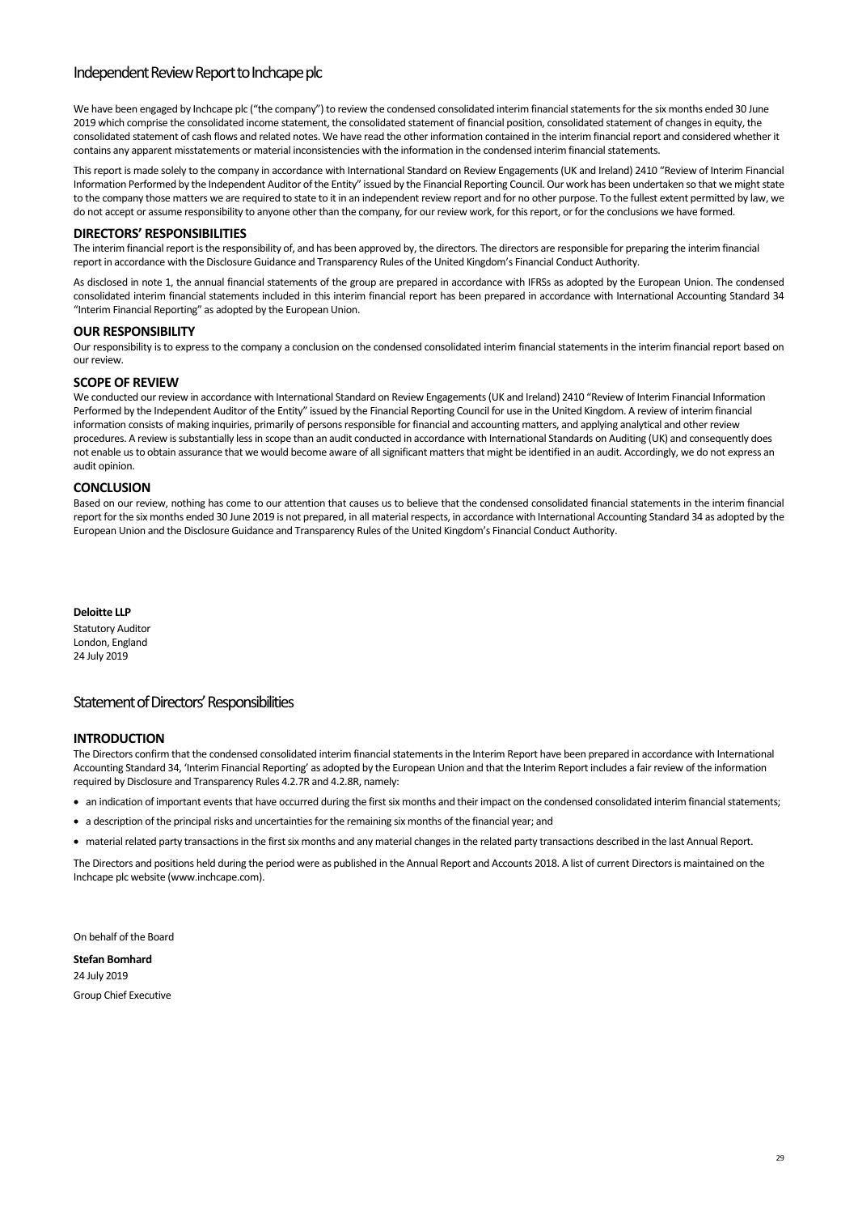# Independent Review Report to Inchcape plc

We have been engaged by Inchcape plc ("the company") to review the condensed consolidated interim financial statements for the six months ended 30 June 2019 which comprise the consolidated income statement, the consolidated statement of financial position, consolidated statement of changes in equity, the consolidated statement of cash flows and related notes. We have read the other information contained in the interim financial report and considered whether it contains any apparent misstatements or material inconsistencies with the information in the condensed interim financial statements.

This report is made solely to the company in accordance with International Standard on Review Engagements (UK and Ireland) 2410 "Review of Interim Financial Information Performed by the Independent Auditor of the Entity" issued by the Financial Reporting Council. Our work has been undertaken so that we might state to the company those matters we are required to state to it in an independent review report and for no other purpose. To the fullest extent permitted by law, we do not accept or assume responsibility to anyone other than the company, for our review work, for this report, or for the conclusions we have formed.

### DIRECTORS' RESPONSIBILITIES

The interim financial report is the responsibility of, and has been approved by, the directors. The directors are responsible for preparing the interim financial report in accordance with the Disclosure Guidance and Transparency Rules of the United Kingdom's Financial Conduct Authority.

As disclosed in note 1, the annual financial statements of the group are prepared in accordance with IFRSs as adopted by the European Union. The condensed consolidated interim financial statements included in this interim financial report has been prepared in accordance with International Accounting Standard 34 "Interim Financial Reporting" as adopted by the European Union.

### OUR RESPONSIBILITY

Our responsibility is to express to the company a conclusion on the condensed consolidated interim financial statements in the interim financial report based on our review.

### SCOPE OF REVIEW

We conducted our review in accordance with International Standard on Review Engagements (UK and Ireland) 2410 "Review of Interim Financial Information Performed by the Independent Auditor of the Entity" issued by the Financial Reporting Council for use in the United Kingdom. A review of interim financial information consists of making inquiries, primarily of persons responsible for financial and accounting matters, and applying analytical and other review procedures. A review is substantially less in scope than an audit conducted in accordance with International Standards on Auditing (UK) and consequently does not enable us to obtain assurance that we would become aware of all significant matters that might be identified in an audit. Accordingly, we do not express an audit opinion.

### CONCLUSION

Based on our review, nothing has come to our attention that causes us to believe that the condensed consolidated financial statements in the interim financial report for the six months ended 30 June 2019 is not prepared, in all material respects, in accordance with International Accounting Standard 34 as adopted by the European Union and the Disclosure Guidance and Transparency Rules of the United Kingdom's Financial Conduct Authority.

**Deloitte LLP**
Statutory Auditor
London, England
24 July 2019

# Statement of Directors' Responsibilities

### INTRODUCTION

The Directors confirm that the condensed consolidated interim financial statements in the Interim Report have been prepared in accordance with International Accounting Standard 34, 'Interim Financial Reporting' as adopted by the European Union and that the Interim Report includes a fair review of the information required by Disclosure and Transparency Rules 4.2.7R and 4.2.8R, namely:

- an indication of important events that have occurred during the first six months and their impact on the condensed consolidated interim financial statements;
- a description of the principal risks and uncertainties for the remaining six months of the financial year; and
- material related party transactions in the first six months and any material changes in the related party transactions described in the last Annual Report.

The Directors and positions held during the period were as published in the Annual Report and Accounts 2018. A list of current Directors is maintained on the Inchcape plc website (www.inchcape.com).

On behalf of the Board

**Stefan Bomhard**
24 July 2019
Group Chief Executive